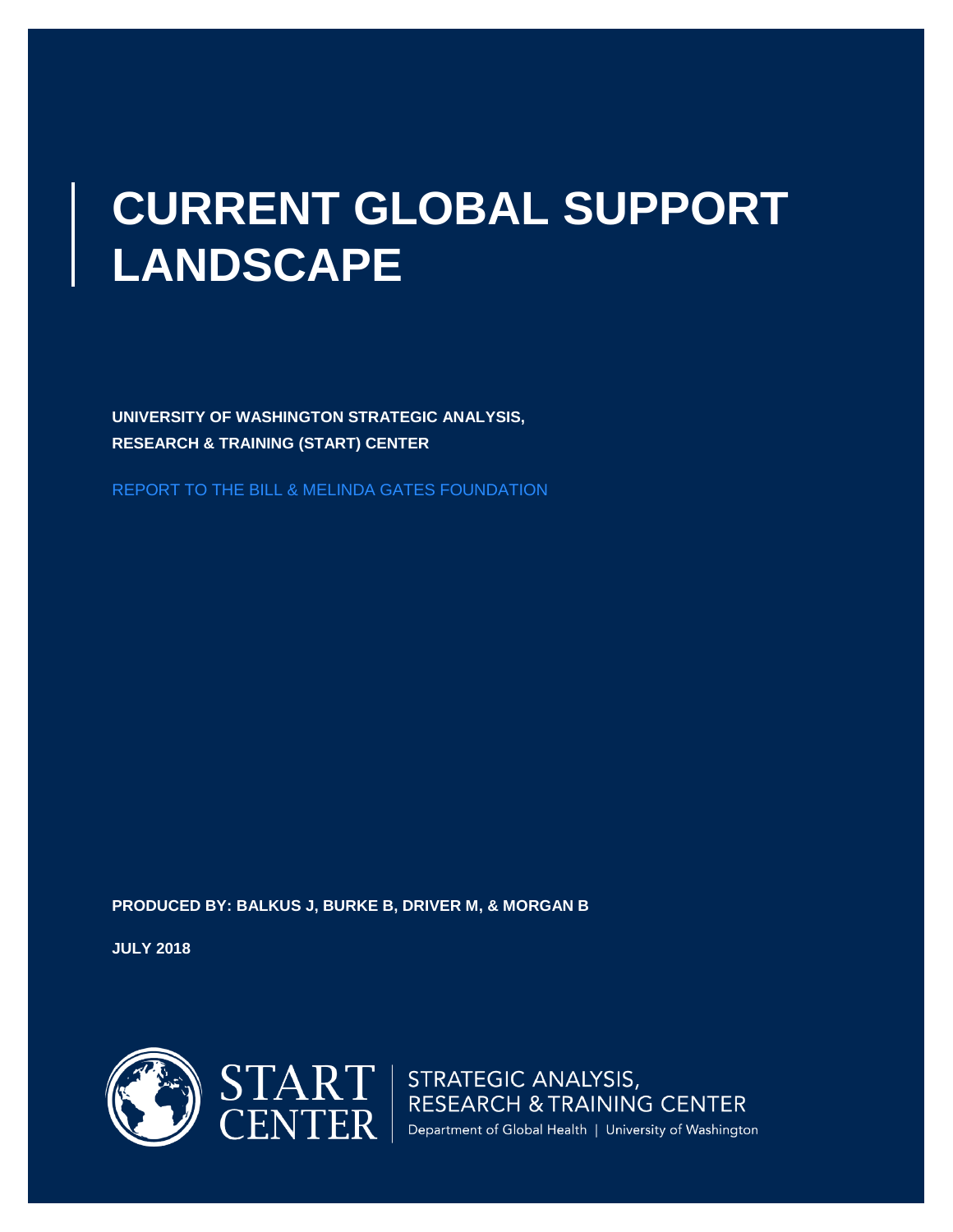# CURRENT GLOBAL SUPPORT LANDSCAPE

**UNIVERSITY OF WASHINGTON STRATEGIC ANALYSIS, RESEARCH & TRAINING (START) CENTER**

REPORT TO THE BILL & MELINDA GATES FOUNDATION

**PRODUCED BY: BALKUS J, BURKE B, DRIVER M, & MORGAN B**

**JULY 2018**

START CENTER | STRATEGIC ANALYSIS, RESEARCH & TRAINING CENTER

Department of Global Health | University of Washington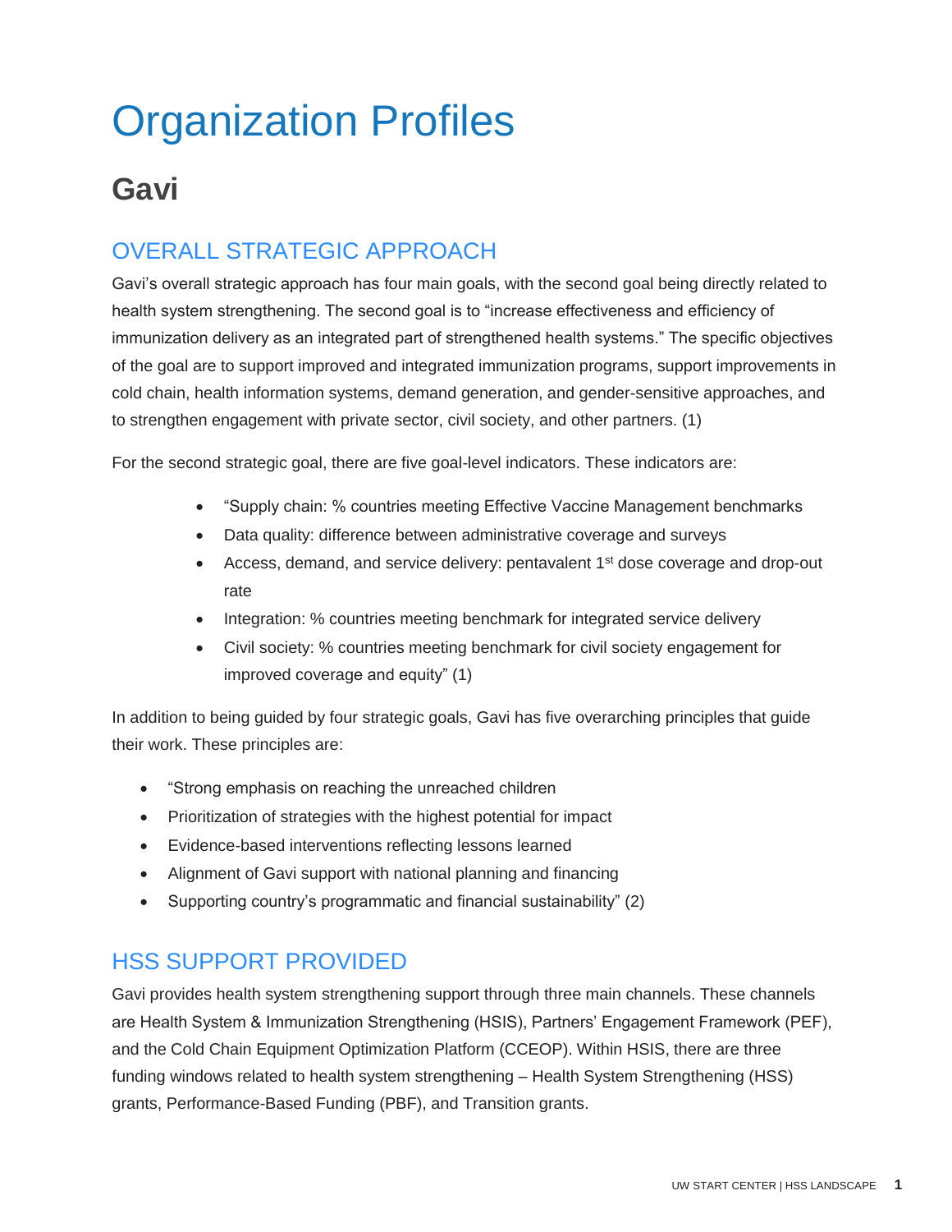# Organization Profiles

## Gavi

### OVERALL STRATEGIC APPROACH

Gavi's overall strategic approach has four main goals, with the second goal being directly related to health system strengthening. The second goal is to "increase effectiveness and efficiency of immunization delivery as an integrated part of strengthened health systems." The specific objectives of the goal are to support improved and integrated immunization programs, support improvements in cold chain, health information systems, demand generation, and gender-sensitive approaches, and to strengthen engagement with private sector, civil society, and other partners. (1)

For the second strategic goal, there are five goal-level indicators. These indicators are:

- "Supply chain: % countries meeting Effective Vaccine Management benchmarks
- Data quality: difference between administrative coverage and surveys
- Access, demand, and service delivery: pentavalent 1st dose coverage and drop-out rate
- Integration: % countries meeting benchmark for integrated service delivery
- Civil society: % countries meeting benchmark for civil society engagement for improved coverage and equity" (1)

In addition to being guided by four strategic goals, Gavi has five overarching principles that guide their work. These principles are:

- "Strong emphasis on reaching the unreached children
- Prioritization of strategies with the highest potential for impact
- Evidence-based interventions reflecting lessons learned
- Alignment of Gavi support with national planning and financing
- Supporting country's programmatic and financial sustainability" (2)

### HSS SUPPORT PROVIDED

Gavi provides health system strengthening support through three main channels. These channels are Health System & Immunization Strengthening (HSIS), Partners' Engagement Framework (PEF), and the Cold Chain Equipment Optimization Platform (CCEOP). Within HSIS, there are three funding windows related to health system strengthening – Health System Strengthening (HSS) grants, Performance-Based Funding (PBF), and Transition grants.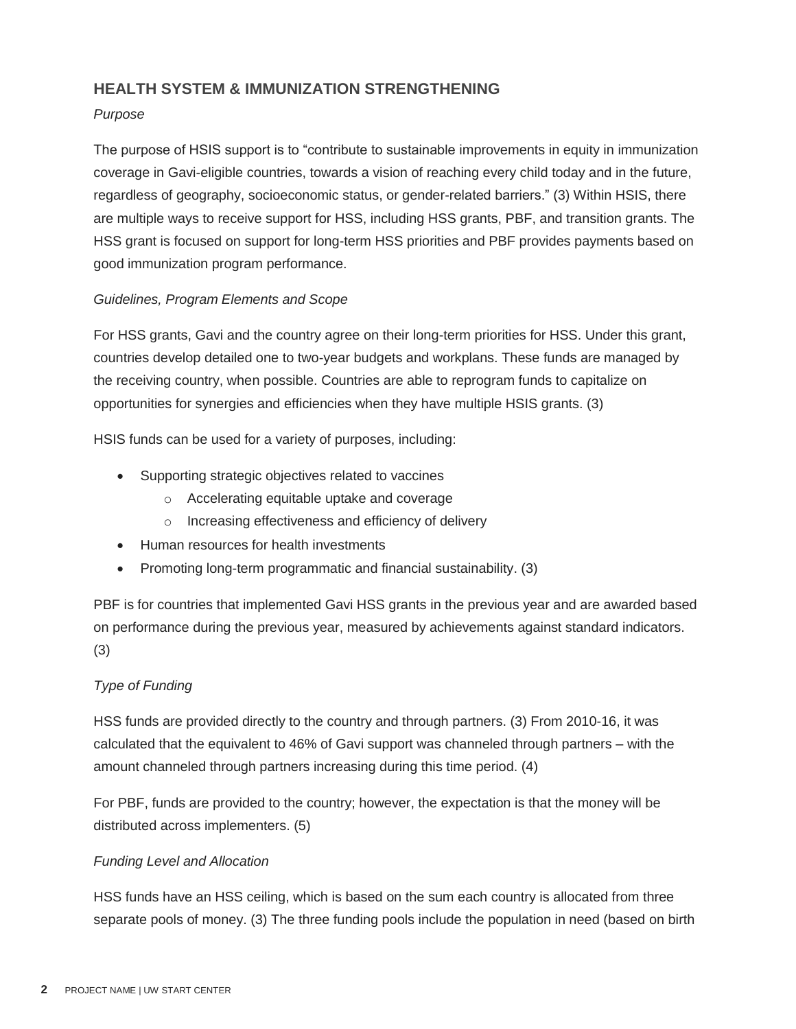## HEALTH SYSTEM & IMMUNIZATION STRENGTHENING

*Purpose*

The purpose of HSIS support is to "contribute to sustainable improvements in equity in immunization coverage in Gavi-eligible countries, towards a vision of reaching every child today and in the future, regardless of geography, socioeconomic status, or gender-related barriers." (3) Within HSIS, there are multiple ways to receive support for HSS, including HSS grants, PBF, and transition grants. The HSS grant is focused on support for long-term HSS priorities and PBF provides payments based on good immunization program performance.

*Guidelines, Program Elements and Scope*

For HSS grants, Gavi and the country agree on their long-term priorities for HSS. Under this grant, countries develop detailed one to two-year budgets and workplans. These funds are managed by the receiving country, when possible. Countries are able to reprogram funds to capitalize on opportunities for synergies and efficiencies when they have multiple HSIS grants. (3)

HSIS funds can be used for a variety of purposes, including:

- Supporting strategic objectives related to vaccines
  - Accelerating equitable uptake and coverage
  - Increasing effectiveness and efficiency of delivery
- Human resources for health investments
- Promoting long-term programmatic and financial sustainability. (3)

PBF is for countries that implemented Gavi HSS grants in the previous year and are awarded based on performance during the previous year, measured by achievements against standard indicators. (3)

*Type of Funding*

HSS funds are provided directly to the country and through partners. (3) From 2010-16, it was calculated that the equivalent to 46% of Gavi support was channeled through partners – with the amount channeled through partners increasing during this time period. (4)

For PBF, funds are provided to the country; however, the expectation is that the money will be distributed across implementers. (5)

*Funding Level and Allocation*

HSS funds have an HSS ceiling, which is based on the sum each country is allocated from three separate pools of money. (3) The three funding pools include the population in need (based on birth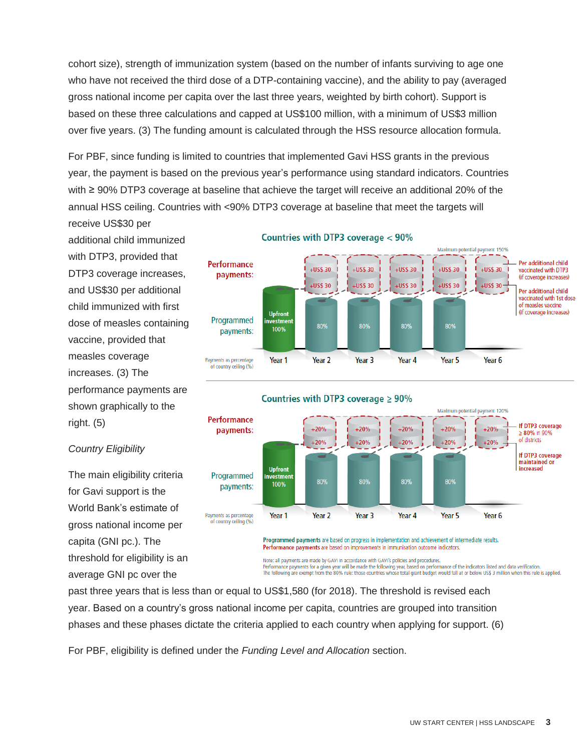cohort size), strength of immunization system (based on the number of infants surviving to age one who have not received the third dose of a DTP-containing vaccine), and the ability to pay (averaged gross national income per capita over the last three years, weighted by birth cohort). Support is based on these three calculations and capped at US$100 million, with a minimum of US$3 million over five years. (3) The funding amount is calculated through the HSS resource allocation formula.

For PBF, since funding is limited to countries that implemented Gavi HSS grants in the previous year, the payment is based on the previous year's performance using standard indicators. Countries with ≥ 90% DTP3 coverage at baseline that achieve the target will receive an additional 20% of the annual HSS ceiling. Countries with <90% DTP3 coverage at baseline that meet the targets will receive US$30 per additional child immunized with DTP3, provided that DTP3 coverage increases, and US$30 per additional child immunized with first dose of measles containing vaccine, provided that measles coverage increases. (3) The performance payments are shown graphically to the right. (5)

*Country Eligibility*

The main eligibility criteria for Gavi support is the World Bank's estimate of gross national income per capita (GNI pc.). The threshold for eligibility is an average GNI pc over the past three years that is less than or equal to US$1,580 (for 2018). The threshold is revised each year. Based on a country's gross national income per capita, countries are grouped into transition phases and these phases dictate the criteria applied to each country when applying for support. (6)

For PBF, eligibility is defined under the *Funding Level and Allocation* section.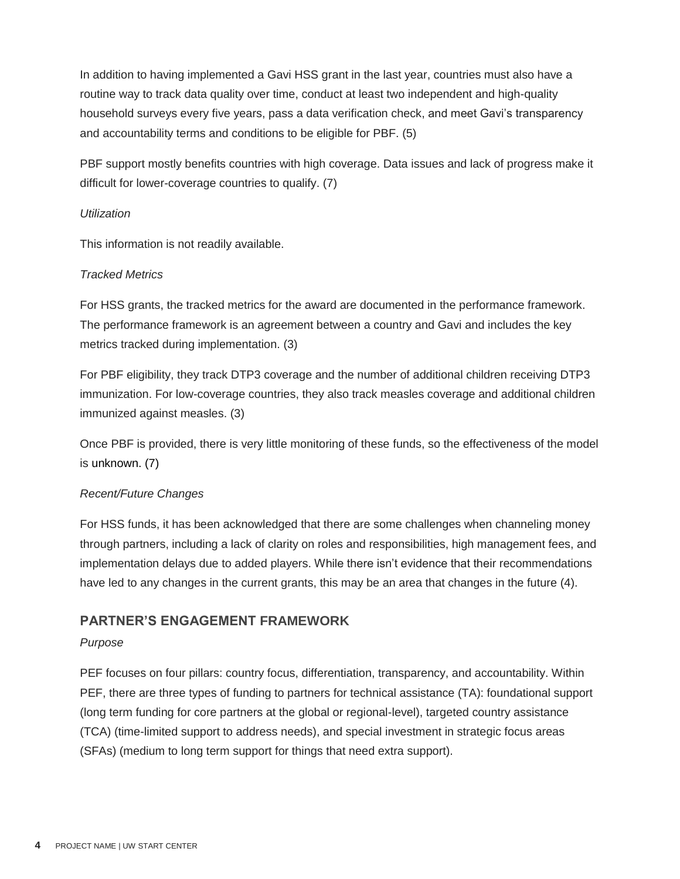In addition to having implemented a Gavi HSS grant in the last year, countries must also have a routine way to track data quality over time, conduct at least two independent and high-quality household surveys every five years, pass a data verification check, and meet Gavi's transparency and accountability terms and conditions to be eligible for PBF. (5)

PBF support mostly benefits countries with high coverage. Data issues and lack of progress make it difficult for lower-coverage countries to qualify. (7)

*Utilization*

This information is not readily available.

*Tracked Metrics*

For HSS grants, the tracked metrics for the award are documented in the performance framework. The performance framework is an agreement between a country and Gavi and includes the key metrics tracked during implementation. (3)

For PBF eligibility, they track DTP3 coverage and the number of additional children receiving DTP3 immunization. For low-coverage countries, they also track measles coverage and additional children immunized against measles. (3)

Once PBF is provided, there is very little monitoring of these funds, so the effectiveness of the model is unknown. (7)

*Recent/Future Changes*

For HSS funds, it has been acknowledged that there are some challenges when channeling money through partners, including a lack of clarity on roles and responsibilities, high management fees, and implementation delays due to added players. While there isn't evidence that their recommendations have led to any changes in the current grants, this may be an area that changes in the future (4).

## PARTNER'S ENGAGEMENT FRAMEWORK

*Purpose*

PEF focuses on four pillars: country focus, differentiation, transparency, and accountability. Within PEF, there are three types of funding to partners for technical assistance (TA): foundational support (long term funding for core partners at the global or regional-level), targeted country assistance (TCA) (time-limited support to address needs), and special investment in strategic focus areas (SFAs) (medium to long term support for things that need extra support).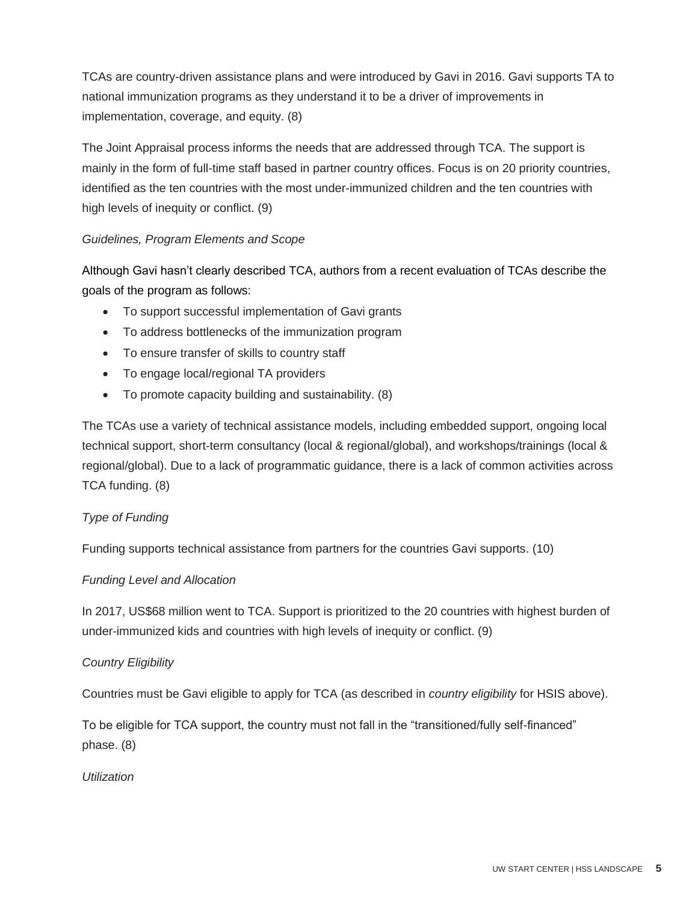TCAs are country-driven assistance plans and were introduced by Gavi in 2016. Gavi supports TA to national immunization programs as they understand it to be a driver of improvements in implementation, coverage, and equity. (8)

The Joint Appraisal process informs the needs that are addressed through TCA. The support is mainly in the form of full-time staff based in partner country offices. Focus is on 20 priority countries, identified as the ten countries with the most under-immunized children and the ten countries with high levels of inequity or conflict. (9)

*Guidelines, Program Elements and Scope*

Although Gavi hasn't clearly described TCA, authors from a recent evaluation of TCAs describe the goals of the program as follows:

- To support successful implementation of Gavi grants
- To address bottlenecks of the immunization program
- To ensure transfer of skills to country staff
- To engage local/regional TA providers
- To promote capacity building and sustainability. (8)

The TCAs use a variety of technical assistance models, including embedded support, ongoing local technical support, short-term consultancy (local & regional/global), and workshops/trainings (local & regional/global). Due to a lack of programmatic guidance, there is a lack of common activities across TCA funding. (8)

*Type of Funding*

Funding supports technical assistance from partners for the countries Gavi supports. (10)

*Funding Level and Allocation*

In 2017, US$68 million went to TCA. Support is prioritized to the 20 countries with highest burden of under-immunized kids and countries with high levels of inequity or conflict. (9)

*Country Eligibility*

Countries must be Gavi eligible to apply for TCA (as described in *country eligibility* for HSIS above).

To be eligible for TCA support, the country must not fall in the "transitioned/fully self-financed" phase. (8)

*Utilization*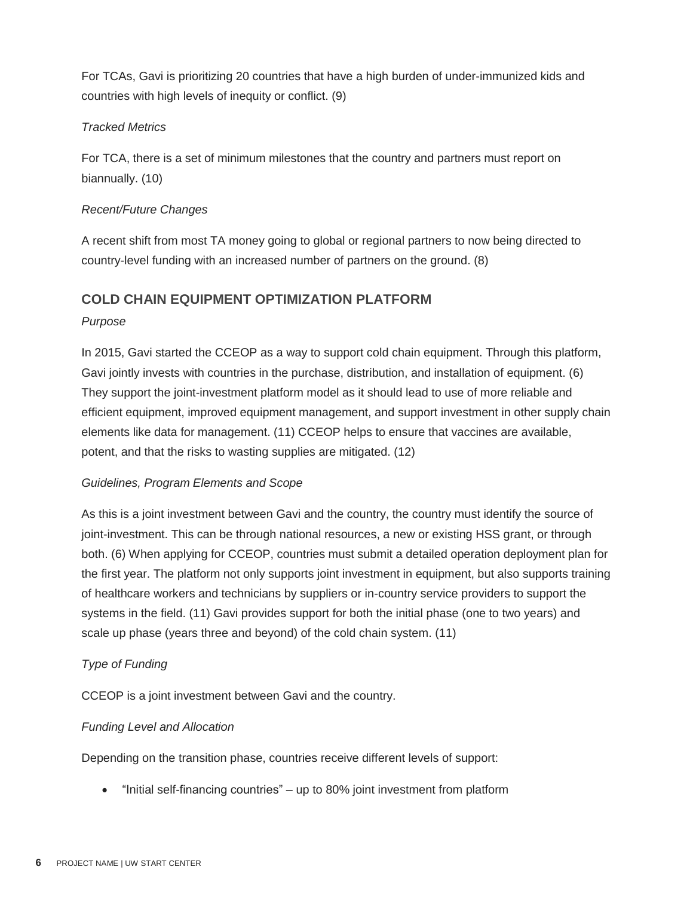For TCAs, Gavi is prioritizing 20 countries that have a high burden of under-immunized kids and countries with high levels of inequity or conflict. (9)

*Tracked Metrics*

For TCA, there is a set of minimum milestones that the country and partners must report on biannually. (10)

*Recent/Future Changes*

A recent shift from most TA money going to global or regional partners to now being directed to country-level funding with an increased number of partners on the ground. (8)

## COLD CHAIN EQUIPMENT OPTIMIZATION PLATFORM

*Purpose*

In 2015, Gavi started the CCEOP as a way to support cold chain equipment. Through this platform, Gavi jointly invests with countries in the purchase, distribution, and installation of equipment. (6) They support the joint-investment platform model as it should lead to use of more reliable and efficient equipment, improved equipment management, and support investment in other supply chain elements like data for management. (11) CCEOP helps to ensure that vaccines are available, potent, and that the risks to wasting supplies are mitigated. (12)

*Guidelines, Program Elements and Scope*

As this is a joint investment between Gavi and the country, the country must identify the source of joint-investment. This can be through national resources, a new or existing HSS grant, or through both. (6) When applying for CCEOP, countries must submit a detailed operation deployment plan for the first year. The platform not only supports joint investment in equipment, but also supports training of healthcare workers and technicians by suppliers or in-country service providers to support the systems in the field. (11) Gavi provides support for both the initial phase (one to two years) and scale up phase (years three and beyond) of the cold chain system. (11)

*Type of Funding*

CCEOP is a joint investment between Gavi and the country.

*Funding Level and Allocation*

Depending on the transition phase, countries receive different levels of support:

- "Initial self-financing countries" – up to 80% joint investment from platform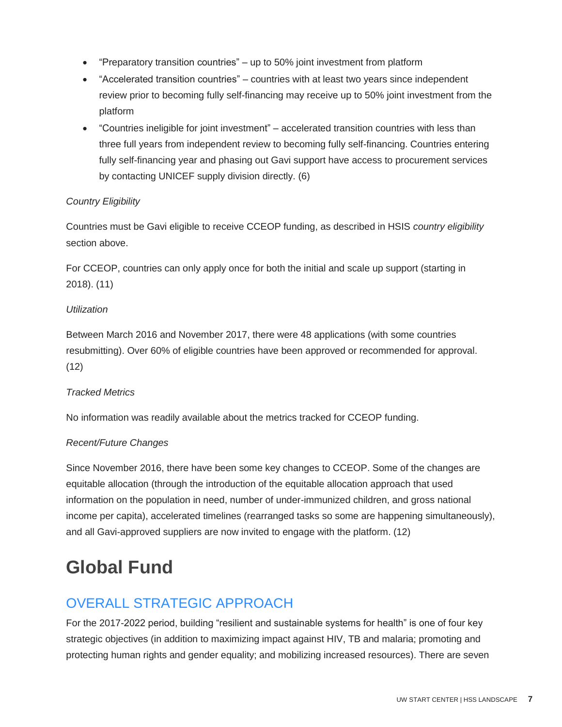- "Preparatory transition countries" – up to 50% joint investment from platform
- "Accelerated transition countries" – countries with at least two years since independent review prior to becoming fully self-financing may receive up to 50% joint investment from the platform
- "Countries ineligible for joint investment" – accelerated transition countries with less than three full years from independent review to becoming fully self-financing. Countries entering fully self-financing year and phasing out Gavi support have access to procurement services by contacting UNICEF supply division directly. (6)

*Country Eligibility*

Countries must be Gavi eligible to receive CCEOP funding, as described in HSIS *country eligibility* section above.

For CCEOP, countries can only apply once for both the initial and scale up support (starting in 2018). (11)

*Utilization*

Between March 2016 and November 2017, there were 48 applications (with some countries resubmitting). Over 60% of eligible countries have been approved or recommended for approval. (12)

*Tracked Metrics*

No information was readily available about the metrics tracked for CCEOP funding.

*Recent/Future Changes*

Since November 2016, there have been some key changes to CCEOP. Some of the changes are equitable allocation (through the introduction of the equitable allocation approach that used information on the population in need, number of under-immunized children, and gross national income per capita), accelerated timelines (rearranged tasks so some are happening simultaneously), and all Gavi-approved suppliers are now invited to engage with the platform. (12)

# Global Fund

## OVERALL STRATEGIC APPROACH

For the 2017-2022 period, building "resilient and sustainable systems for health" is one of four key strategic objectives (in addition to maximizing impact against HIV, TB and malaria; promoting and protecting human rights and gender equality; and mobilizing increased resources). There are seven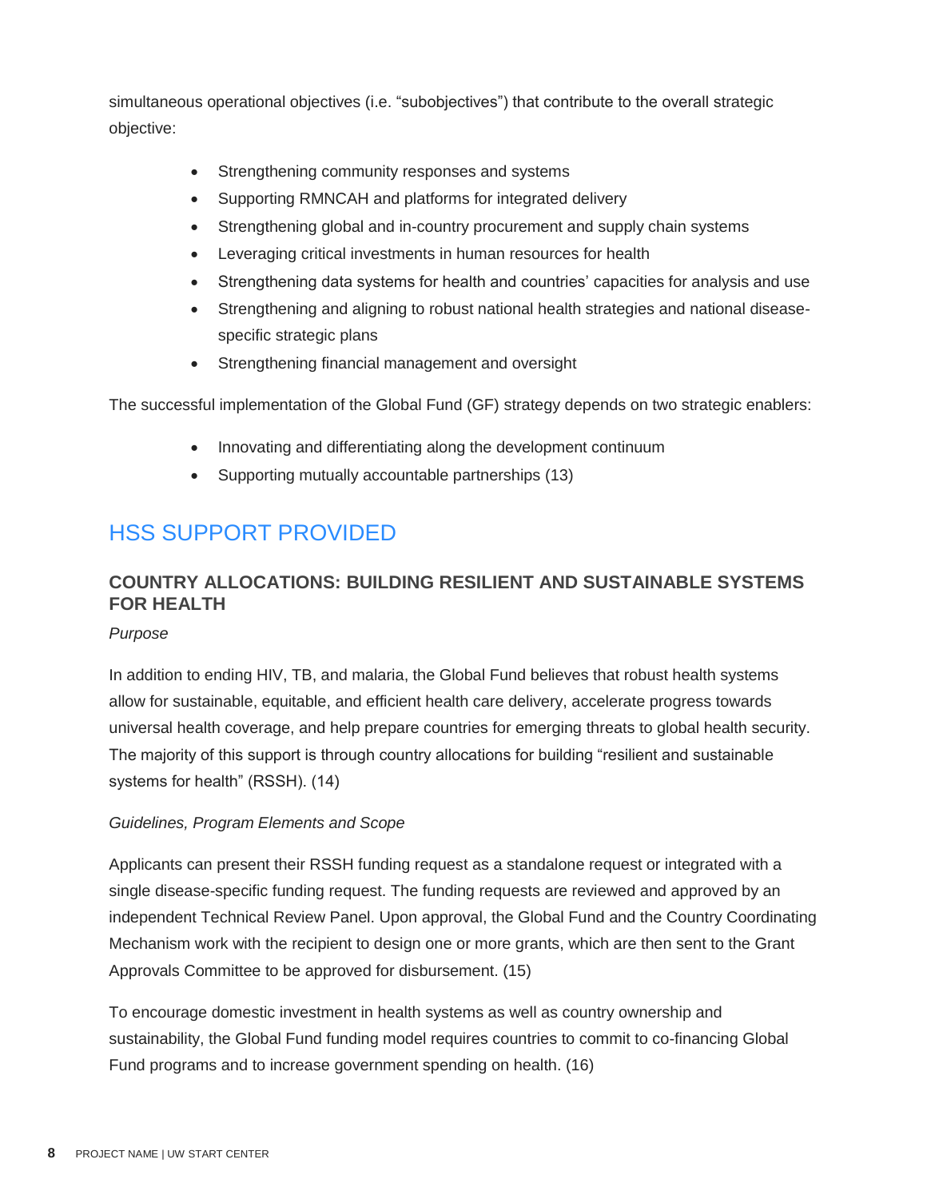simultaneous operational objectives (i.e. "subobjectives") that contribute to the overall strategic objective:

- Strengthening community responses and systems
- Supporting RMNCAH and platforms for integrated delivery
- Strengthening global and in-country procurement and supply chain systems
- Leveraging critical investments in human resources for health
- Strengthening data systems for health and countries' capacities for analysis and use
- Strengthening and aligning to robust national health strategies and national disease-specific strategic plans
- Strengthening financial management and oversight

The successful implementation of the Global Fund (GF) strategy depends on two strategic enablers:

- Innovating and differentiating along the development continuum
- Supporting mutually accountable partnerships (13)

## HSS SUPPORT PROVIDED

### COUNTRY ALLOCATIONS: BUILDING RESILIENT AND SUSTAINABLE SYSTEMS FOR HEALTH

*Purpose*

In addition to ending HIV, TB, and malaria, the Global Fund believes that robust health systems allow for sustainable, equitable, and efficient health care delivery, accelerate progress towards universal health coverage, and help prepare countries for emerging threats to global health security. The majority of this support is through country allocations for building "resilient and sustainable systems for health" (RSSH). (14)

*Guidelines, Program Elements and Scope*

Applicants can present their RSSH funding request as a standalone request or integrated with a single disease-specific funding request. The funding requests are reviewed and approved by an independent Technical Review Panel. Upon approval, the Global Fund and the Country Coordinating Mechanism work with the recipient to design one or more grants, which are then sent to the Grant Approvals Committee to be approved for disbursement. (15)

To encourage domestic investment in health systems as well as country ownership and sustainability, the Global Fund funding model requires countries to commit to co-financing Global Fund programs and to increase government spending on health. (16)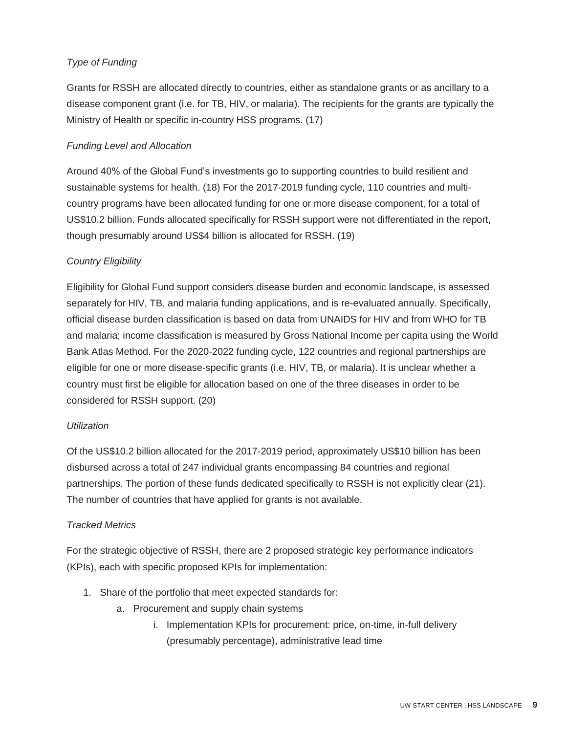*Type of Funding*

Grants for RSSH are allocated directly to countries, either as standalone grants or as ancillary to a disease component grant (i.e. for TB, HIV, or malaria). The recipients for the grants are typically the Ministry of Health or specific in-country HSS programs. (17)

*Funding Level and Allocation*

Around 40% of the Global Fund's investments go to supporting countries to build resilient and sustainable systems for health. (18) For the 2017-2019 funding cycle, 110 countries and multi-country programs have been allocated funding for one or more disease component, for a total of US$10.2 billion. Funds allocated specifically for RSSH support were not differentiated in the report, though presumably around US$4 billion is allocated for RSSH. (19)

*Country Eligibility*

Eligibility for Global Fund support considers disease burden and economic landscape, is assessed separately for HIV, TB, and malaria funding applications, and is re-evaluated annually. Specifically, official disease burden classification is based on data from UNAIDS for HIV and from WHO for TB and malaria; income classification is measured by Gross National Income per capita using the World Bank Atlas Method. For the 2020-2022 funding cycle, 122 countries and regional partnerships are eligible for one or more disease-specific grants (i.e. HIV, TB, or malaria). It is unclear whether a country must first be eligible for allocation based on one of the three diseases in order to be considered for RSSH support. (20)

*Utilization*

Of the US$10.2 billion allocated for the 2017-2019 period, approximately US$10 billion has been disbursed across a total of 247 individual grants encompassing 84 countries and regional partnerships. The portion of these funds dedicated specifically to RSSH is not explicitly clear (21). The number of countries that have applied for grants is not available.

*Tracked Metrics*

For the strategic objective of RSSH, there are 2 proposed strategic key performance indicators (KPIs), each with specific proposed KPIs for implementation:

1. Share of the portfolio that meet expected standards for:
    a. Procurement and supply chain systems
        i. Implementation KPIs for procurement: price, on-time, in-full delivery (presumably percentage), administrative lead time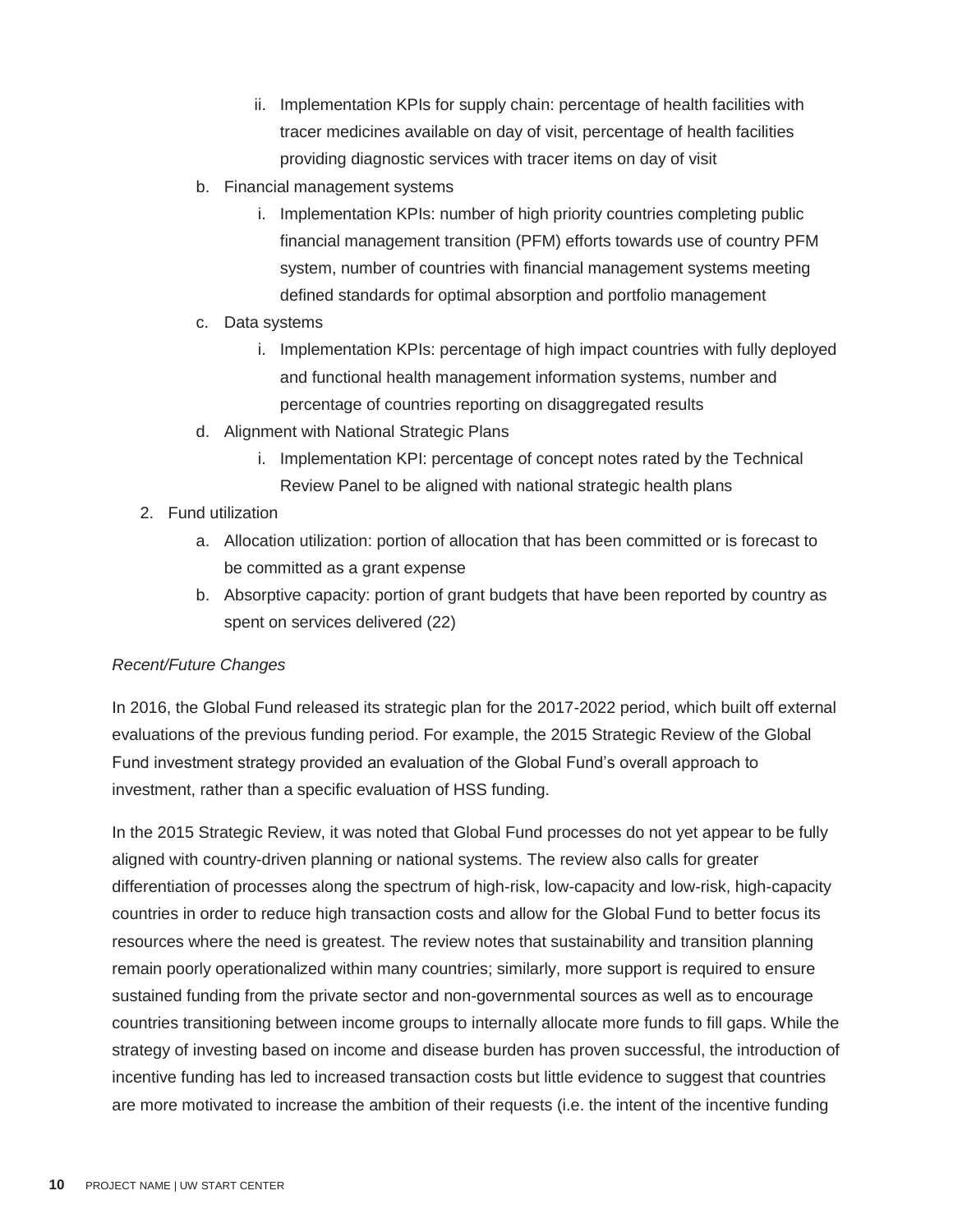ii. Implementation KPIs for supply chain: percentage of health facilities with tracer medicines available on day of visit, percentage of health facilities providing diagnostic services with tracer items on day of visit

    b. Financial management systems

        i. Implementation KPIs: number of high priority countries completing public financial management transition (PFM) efforts towards use of country PFM system, number of countries with financial management systems meeting defined standards for optimal absorption and portfolio management

    c. Data systems

        i. Implementation KPIs: percentage of high impact countries with fully deployed and functional health management information systems, number and percentage of countries reporting on disaggregated results

    d. Alignment with National Strategic Plans

        i. Implementation KPI: percentage of concept notes rated by the Technical Review Panel to be aligned with national strategic health plans

2. Fund utilization

    a. Allocation utilization: portion of allocation that has been committed or is forecast to be committed as a grant expense

    b. Absorptive capacity: portion of grant budgets that have been reported by country as spent on services delivered (22)

*Recent/Future Changes*

In 2016, the Global Fund released its strategic plan for the 2017-2022 period, which built off external evaluations of the previous funding period. For example, the 2015 Strategic Review of the Global Fund investment strategy provided an evaluation of the Global Fund's overall approach to investment, rather than a specific evaluation of HSS funding.

In the 2015 Strategic Review, it was noted that Global Fund processes do not yet appear to be fully aligned with country-driven planning or national systems. The review also calls for greater differentiation of processes along the spectrum of high-risk, low-capacity and low-risk, high-capacity countries in order to reduce high transaction costs and allow for the Global Fund to better focus its resources where the need is greatest. The review notes that sustainability and transition planning remain poorly operationalized within many countries; similarly, more support is required to ensure sustained funding from the private sector and non-governmental sources as well as to encourage countries transitioning between income groups to internally allocate more funds to fill gaps. While the strategy of investing based on income and disease burden has proven successful, the introduction of incentive funding has led to increased transaction costs but little evidence to suggest that countries are more motivated to increase the ambition of their requests (i.e. the intent of the incentive funding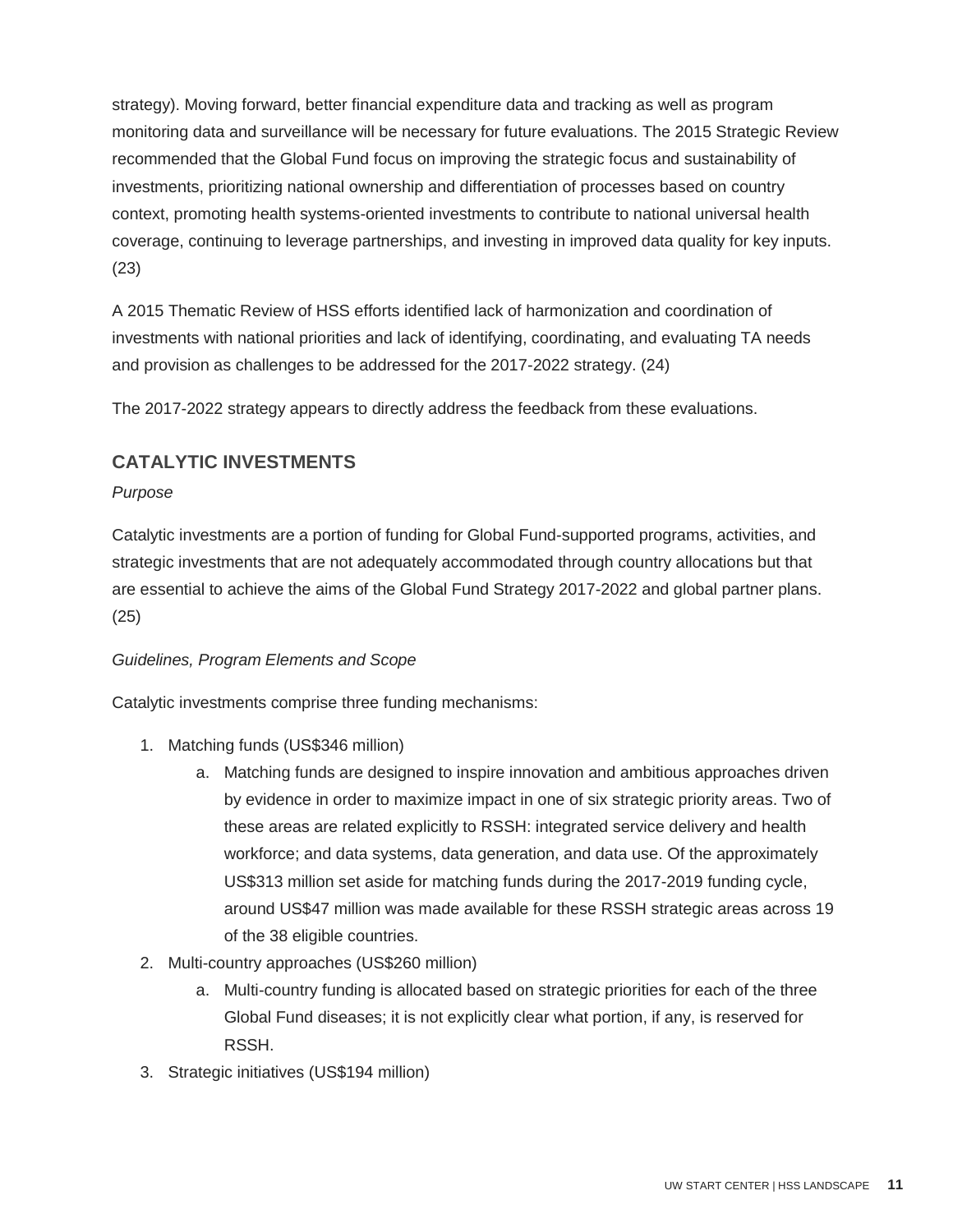strategy). Moving forward, better financial expenditure data and tracking as well as program monitoring data and surveillance will be necessary for future evaluations. The 2015 Strategic Review recommended that the Global Fund focus on improving the strategic focus and sustainability of investments, prioritizing national ownership and differentiation of processes based on country context, promoting health systems-oriented investments to contribute to national universal health coverage, continuing to leverage partnerships, and investing in improved data quality for key inputs. (23)

A 2015 Thematic Review of HSS efforts identified lack of harmonization and coordination of investments with national priorities and lack of identifying, coordinating, and evaluating TA needs and provision as challenges to be addressed for the 2017-2022 strategy. (24)

The 2017-2022 strategy appears to directly address the feedback from these evaluations.

## CATALYTIC INVESTMENTS

*Purpose*

Catalytic investments are a portion of funding for Global Fund-supported programs, activities, and strategic investments that are not adequately accommodated through country allocations but that are essential to achieve the aims of the Global Fund Strategy 2017-2022 and global partner plans. (25)

*Guidelines, Program Elements and Scope*

Catalytic investments comprise three funding mechanisms:

1. Matching funds (US$346 million)
    a. Matching funds are designed to inspire innovation and ambitious approaches driven by evidence in order to maximize impact in one of six strategic priority areas. Two of these areas are related explicitly to RSSH: integrated service delivery and health workforce; and data systems, data generation, and data use. Of the approximately US$313 million set aside for matching funds during the 2017-2019 funding cycle, around US$47 million was made available for these RSSH strategic areas across 19 of the 38 eligible countries.
2. Multi-country approaches (US$260 million)
    a. Multi-country funding is allocated based on strategic priorities for each of the three Global Fund diseases; it is not explicitly clear what portion, if any, is reserved for RSSH.
3. Strategic initiatives (US$194 million)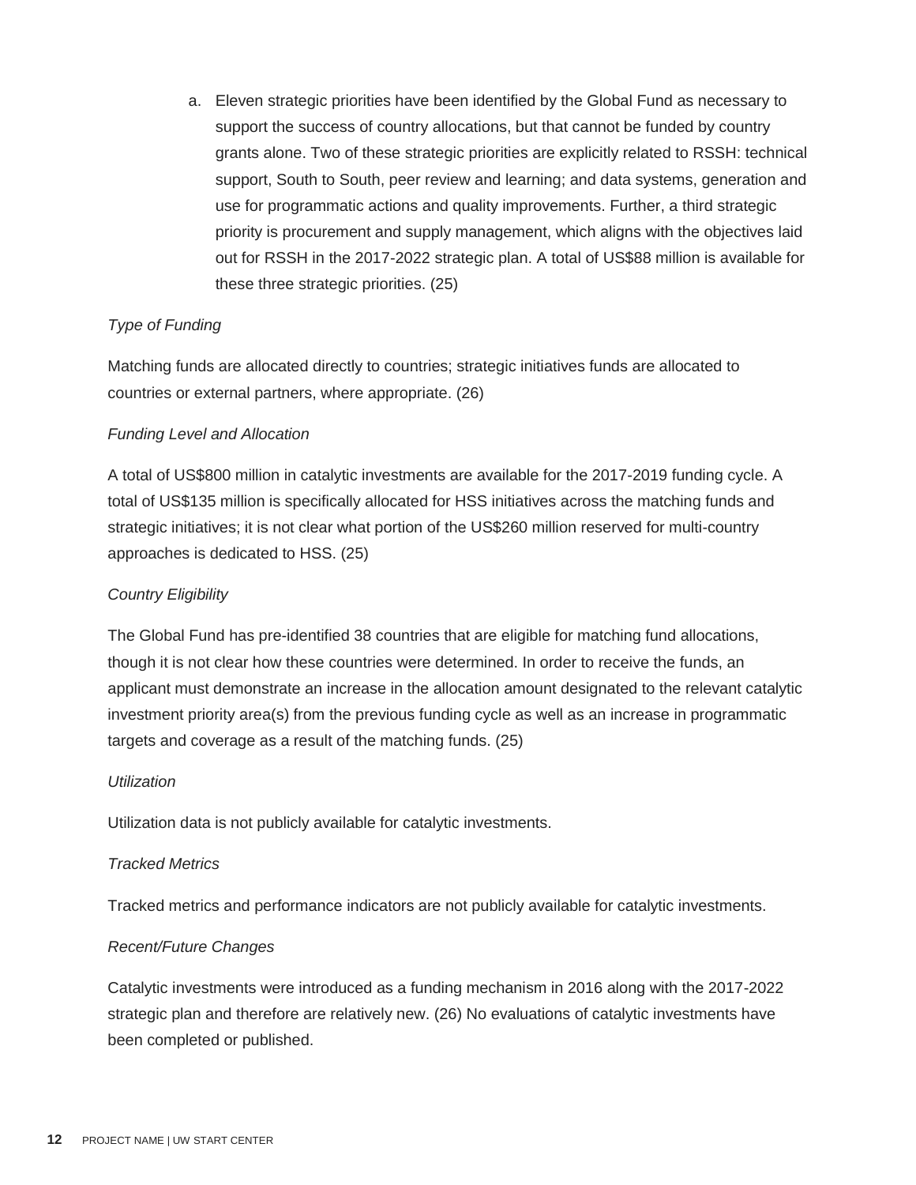a. Eleven strategic priorities have been identified by the Global Fund as necessary to support the success of country allocations, but that cannot be funded by country grants alone. Two of these strategic priorities are explicitly related to RSSH: technical support, South to South, peer review and learning; and data systems, generation and use for programmatic actions and quality improvements. Further, a third strategic priority is procurement and supply management, which aligns with the objectives laid out for RSSH in the 2017-2022 strategic plan. A total of US$88 million is available for these three strategic priorities. (25)

*Type of Funding*

Matching funds are allocated directly to countries; strategic initiatives funds are allocated to countries or external partners, where appropriate. (26)

*Funding Level and Allocation*

A total of US$800 million in catalytic investments are available for the 2017-2019 funding cycle. A total of US$135 million is specifically allocated for HSS initiatives across the matching funds and strategic initiatives; it is not clear what portion of the US$260 million reserved for multi-country approaches is dedicated to HSS. (25)

*Country Eligibility*

The Global Fund has pre-identified 38 countries that are eligible for matching fund allocations, though it is not clear how these countries were determined. In order to receive the funds, an applicant must demonstrate an increase in the allocation amount designated to the relevant catalytic investment priority area(s) from the previous funding cycle as well as an increase in programmatic targets and coverage as a result of the matching funds. (25)

*Utilization*

Utilization data is not publicly available for catalytic investments.

*Tracked Metrics*

Tracked metrics and performance indicators are not publicly available for catalytic investments.

*Recent/Future Changes*

Catalytic investments were introduced as a funding mechanism in 2016 along with the 2017-2022 strategic plan and therefore are relatively new. (26) No evaluations of catalytic investments have been completed or published.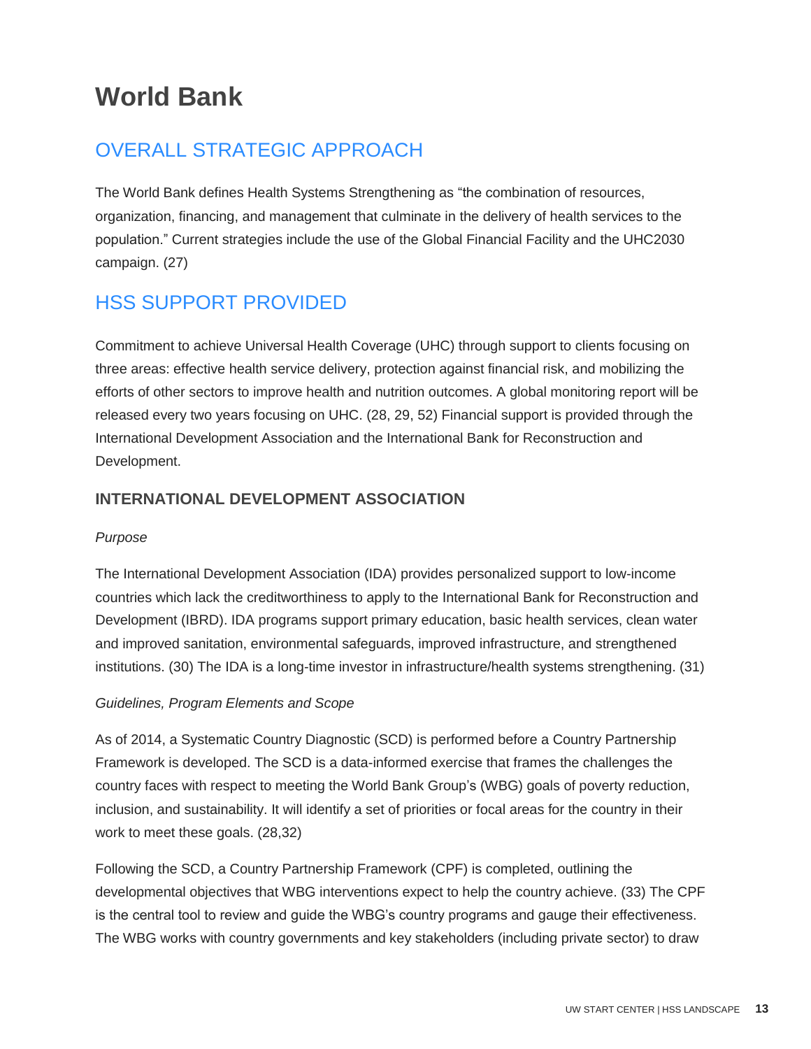# World Bank

## OVERALL STRATEGIC APPROACH

The World Bank defines Health Systems Strengthening as “the combination of resources, organization, financing, and management that culminate in the delivery of health services to the population.” Current strategies include the use of the Global Financial Facility and the UHC2030 campaign. (27)

## HSS SUPPORT PROVIDED

Commitment to achieve Universal Health Coverage (UHC) through support to clients focusing on three areas: effective health service delivery, protection against financial risk, and mobilizing the efforts of other sectors to improve health and nutrition outcomes. A global monitoring report will be released every two years focusing on UHC. (28, 29, 52) Financial support is provided through the International Development Association and the International Bank for Reconstruction and Development.

### INTERNATIONAL DEVELOPMENT ASSOCIATION

*Purpose*

The International Development Association (IDA) provides personalized support to low-income countries which lack the creditworthiness to apply to the International Bank for Reconstruction and Development (IBRD). IDA programs support primary education, basic health services, clean water and improved sanitation, environmental safeguards, improved infrastructure, and strengthened institutions. (30) The IDA is a long-time investor in infrastructure/health systems strengthening. (31)

*Guidelines, Program Elements and Scope*

As of 2014, a Systematic Country Diagnostic (SCD) is performed before a Country Partnership Framework is developed. The SCD is a data-informed exercise that frames the challenges the country faces with respect to meeting the World Bank Group’s (WBG) goals of poverty reduction, inclusion, and sustainability. It will identify a set of priorities or focal areas for the country in their work to meet these goals. (28,32)

Following the SCD, a Country Partnership Framework (CPF) is completed, outlining the developmental objectives that WBG interventions expect to help the country achieve. (33) The CPF is the central tool to review and guide the WBG’s country programs and gauge their effectiveness. The WBG works with country governments and key stakeholders (including private sector) to draw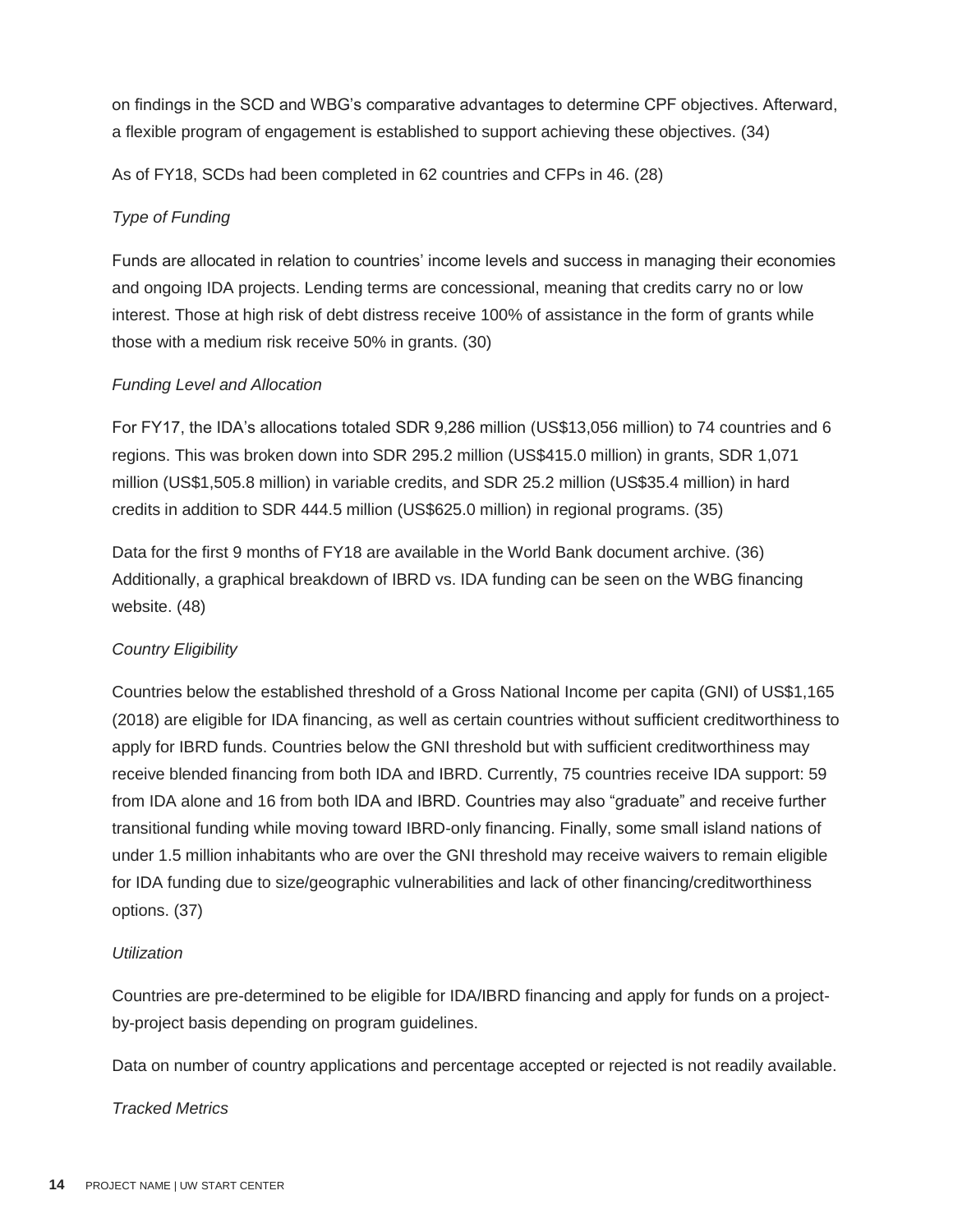on findings in the SCD and WBG's comparative advantages to determine CPF objectives. Afterward, a flexible program of engagement is established to support achieving these objectives. (34)

As of FY18, SCDs had been completed in 62 countries and CFPs in 46. (28)

*Type of Funding*

Funds are allocated in relation to countries' income levels and success in managing their economies and ongoing IDA projects. Lending terms are concessional, meaning that credits carry no or low interest. Those at high risk of debt distress receive 100% of assistance in the form of grants while those with a medium risk receive 50% in grants. (30)

*Funding Level and Allocation*

For FY17, the IDA's allocations totaled SDR 9,286 million (US$13,056 million) to 74 countries and 6 regions. This was broken down into SDR 295.2 million (US$415.0 million) in grants, SDR 1,071 million (US$1,505.8 million) in variable credits, and SDR 25.2 million (US$35.4 million) in hard credits in addition to SDR 444.5 million (US$625.0 million) in regional programs. (35)

Data for the first 9 months of FY18 are available in the World Bank document archive. (36) Additionally, a graphical breakdown of IBRD vs. IDA funding can be seen on the WBG financing website. (48)

*Country Eligibility*

Countries below the established threshold of a Gross National Income per capita (GNI) of US$1,165 (2018) are eligible for IDA financing, as well as certain countries without sufficient creditworthiness to apply for IBRD funds. Countries below the GNI threshold but with sufficient creditworthiness may receive blended financing from both IDA and IBRD. Currently, 75 countries receive IDA support: 59 from IDA alone and 16 from both IDA and IBRD. Countries may also "graduate" and receive further transitional funding while moving toward IBRD-only financing. Finally, some small island nations of under 1.5 million inhabitants who are over the GNI threshold may receive waivers to remain eligible for IDA funding due to size/geographic vulnerabilities and lack of other financing/creditworthiness options. (37)

*Utilization*

Countries are pre-determined to be eligible for IDA/IBRD financing and apply for funds on a project-by-project basis depending on program guidelines.

Data on number of country applications and percentage accepted or rejected is not readily available.

*Tracked Metrics*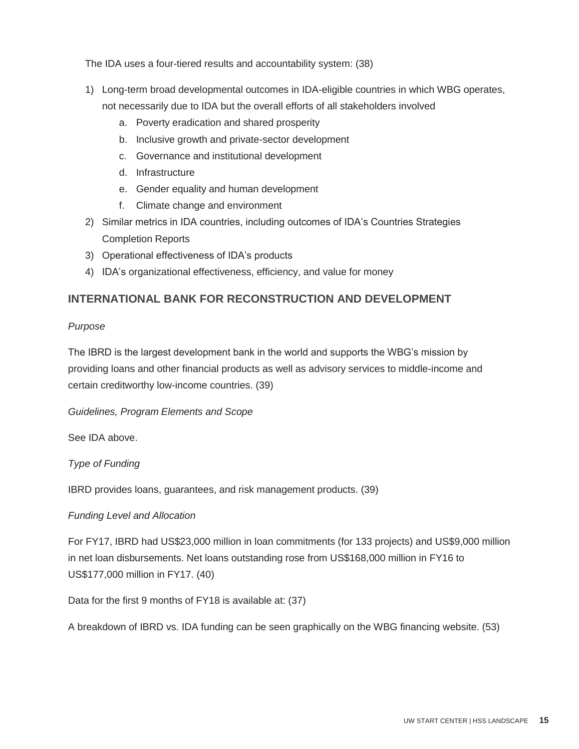The IDA uses a four-tiered results and accountability system: (38)

1) Long-term broad developmental outcomes in IDA-eligible countries in which WBG operates, not necessarily due to IDA but the overall efforts of all stakeholders involved
    a. Poverty eradication and shared prosperity
    b. Inclusive growth and private-sector development
    c. Governance and institutional development
    d. Infrastructure
    e. Gender equality and human development
    f. Climate change and environment
2) Similar metrics in IDA countries, including outcomes of IDA's Countries Strategies Completion Reports
3) Operational effectiveness of IDA's products
4) IDA's organizational effectiveness, efficiency, and value for money

## INTERNATIONAL BANK FOR RECONSTRUCTION AND DEVELOPMENT

*Purpose*

The IBRD is the largest development bank in the world and supports the WBG's mission by providing loans and other financial products as well as advisory services to middle-income and certain creditworthy low-income countries. (39)

*Guidelines, Program Elements and Scope*

See IDA above.

*Type of Funding*

IBRD provides loans, guarantees, and risk management products. (39)

*Funding Level and Allocation*

For FY17, IBRD had US$23,000 million in loan commitments (for 133 projects) and US$9,000 million in net loan disbursements. Net loans outstanding rose from US$168,000 million in FY16 to US$177,000 million in FY17. (40)

Data for the first 9 months of FY18 is available at: (37)

A breakdown of IBRD vs. IDA funding can be seen graphically on the WBG financing website. (53)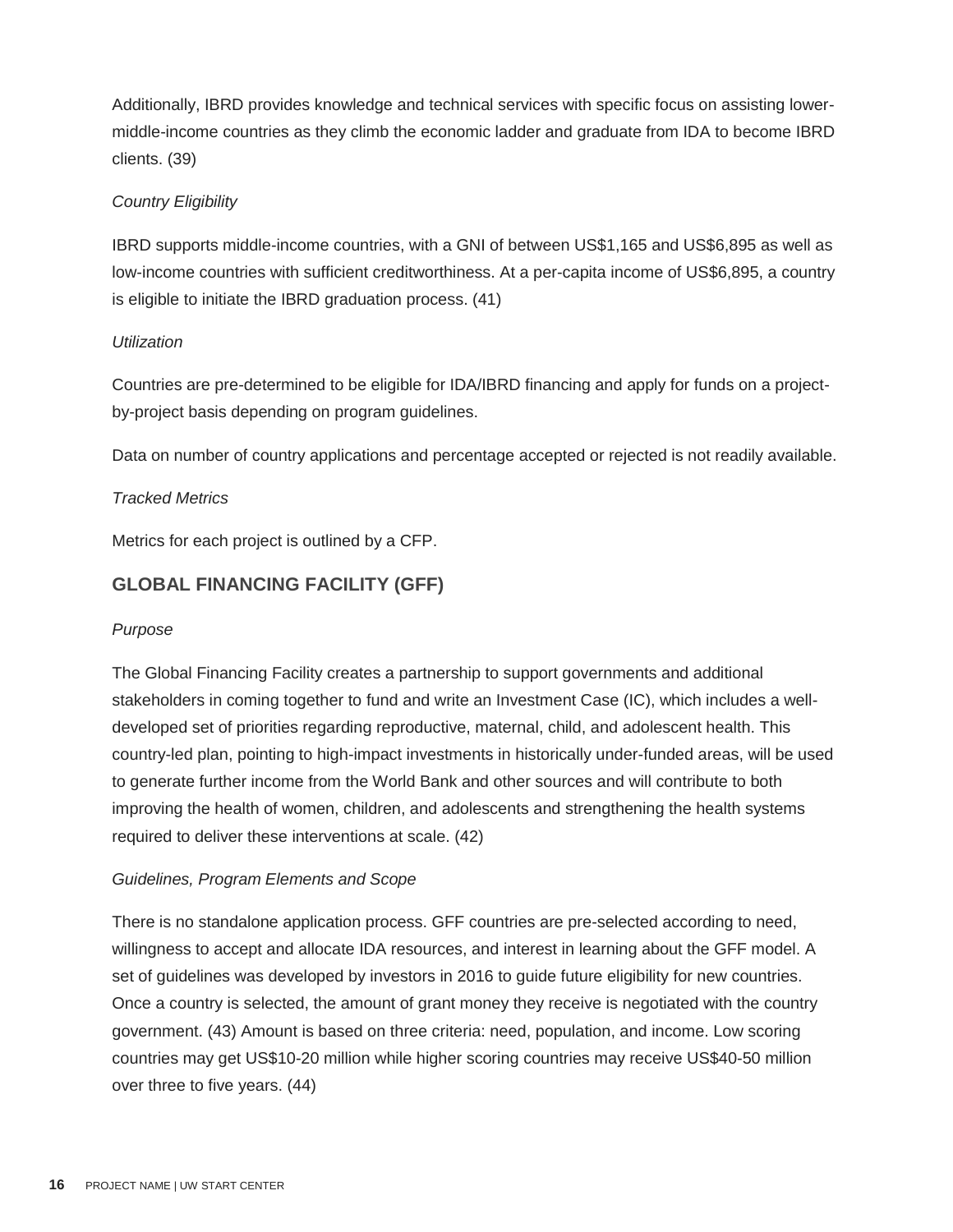Additionally, IBRD provides knowledge and technical services with specific focus on assisting lower-middle-income countries as they climb the economic ladder and graduate from IDA to become IBRD clients. (39)

*Country Eligibility*

IBRD supports middle-income countries, with a GNI of between US$1,165 and US$6,895 as well as low-income countries with sufficient creditworthiness. At a per-capita income of US$6,895, a country is eligible to initiate the IBRD graduation process. (41)

*Utilization*

Countries are pre-determined to be eligible for IDA/IBRD financing and apply for funds on a project-by-project basis depending on program guidelines.

Data on number of country applications and percentage accepted or rejected is not readily available.

*Tracked Metrics*

Metrics for each project is outlined by a CFP.

## GLOBAL FINANCING FACILITY (GFF)

*Purpose*

The Global Financing Facility creates a partnership to support governments and additional stakeholders in coming together to fund and write an Investment Case (IC), which includes a well-developed set of priorities regarding reproductive, maternal, child, and adolescent health. This country-led plan, pointing to high-impact investments in historically under-funded areas, will be used to generate further income from the World Bank and other sources and will contribute to both improving the health of women, children, and adolescents and strengthening the health systems required to deliver these interventions at scale. (42)

*Guidelines, Program Elements and Scope*

There is no standalone application process. GFF countries are pre-selected according to need, willingness to accept and allocate IDA resources, and interest in learning about the GFF model. A set of guidelines was developed by investors in 2016 to guide future eligibility for new countries. Once a country is selected, the amount of grant money they receive is negotiated with the country government. (43) Amount is based on three criteria: need, population, and income. Low scoring countries may get US$10-20 million while higher scoring countries may receive US$40-50 million over three to five years. (44)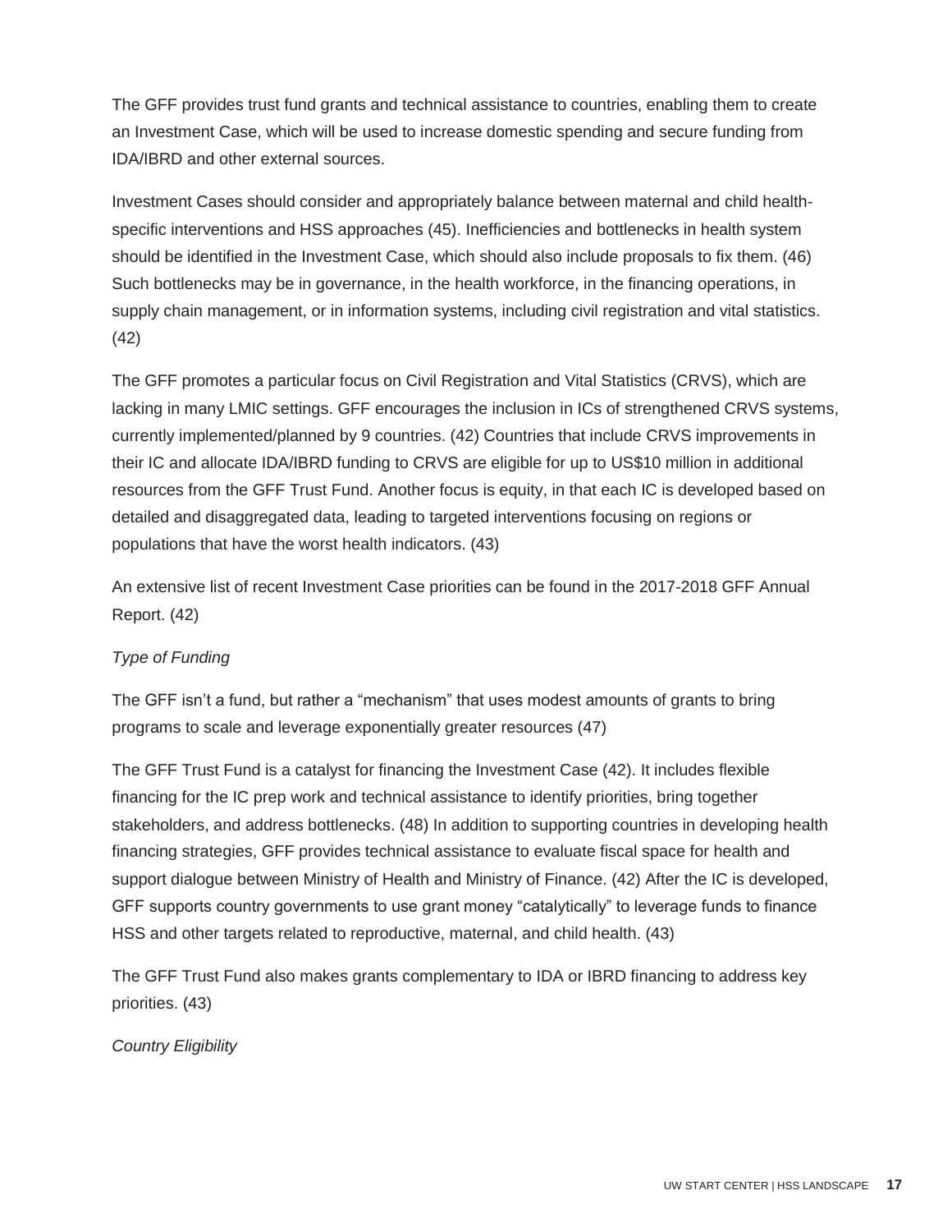The GFF provides trust fund grants and technical assistance to countries, enabling them to create an Investment Case, which will be used to increase domestic spending and secure funding from IDA/IBRD and other external sources.

Investment Cases should consider and appropriately balance between maternal and child health-specific interventions and HSS approaches (45). Inefficiencies and bottlenecks in health system should be identified in the Investment Case, which should also include proposals to fix them. (46) Such bottlenecks may be in governance, in the health workforce, in the financing operations, in supply chain management, or in information systems, including civil registration and vital statistics. (42)

The GFF promotes a particular focus on Civil Registration and Vital Statistics (CRVS), which are lacking in many LMIC settings. GFF encourages the inclusion in ICs of strengthened CRVS systems, currently implemented/planned by 9 countries. (42) Countries that include CRVS improvements in their IC and allocate IDA/IBRD funding to CRVS are eligible for up to US$10 million in additional resources from the GFF Trust Fund. Another focus is equity, in that each IC is developed based on detailed and disaggregated data, leading to targeted interventions focusing on regions or populations that have the worst health indicators. (43)

An extensive list of recent Investment Case priorities can be found in the 2017-2018 GFF Annual Report. (42)

*Type of Funding*

The GFF isn't a fund, but rather a "mechanism" that uses modest amounts of grants to bring programs to scale and leverage exponentially greater resources (47)

The GFF Trust Fund is a catalyst for financing the Investment Case (42). It includes flexible financing for the IC prep work and technical assistance to identify priorities, bring together stakeholders, and address bottlenecks. (48) In addition to supporting countries in developing health financing strategies, GFF provides technical assistance to evaluate fiscal space for health and support dialogue between Ministry of Health and Ministry of Finance. (42) After the IC is developed, GFF supports country governments to use grant money "catalytically" to leverage funds to finance HSS and other targets related to reproductive, maternal, and child health. (43)

The GFF Trust Fund also makes grants complementary to IDA or IBRD financing to address key priorities. (43)

*Country Eligibility*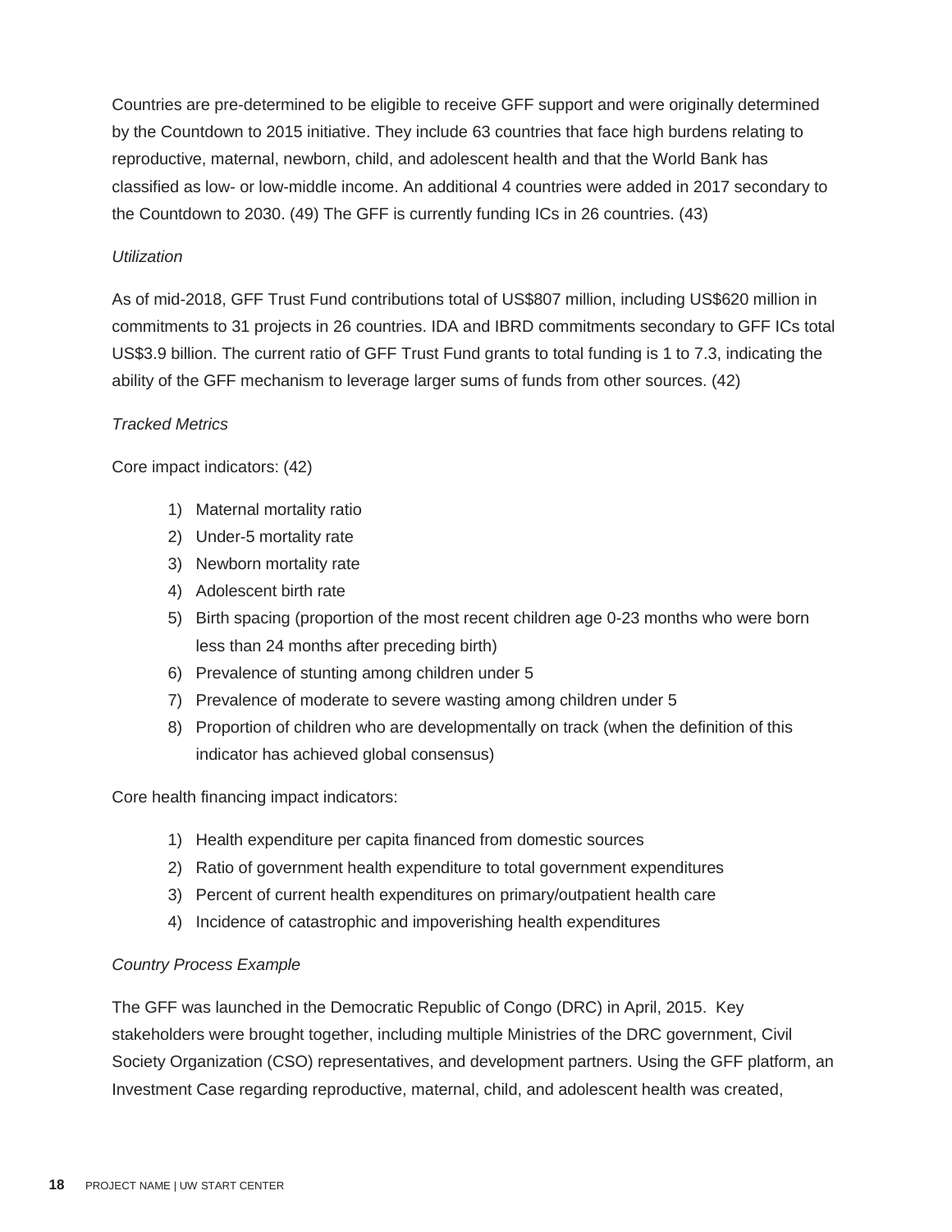Countries are pre-determined to be eligible to receive GFF support and were originally determined by the Countdown to 2015 initiative. They include 63 countries that face high burdens relating to reproductive, maternal, newborn, child, and adolescent health and that the World Bank has classified as low- or low-middle income. An additional 4 countries were added in 2017 secondary to the Countdown to 2030. (49) The GFF is currently funding ICs in 26 countries. (43)

*Utilization*

As of mid-2018, GFF Trust Fund contributions total of US$807 million, including US$620 million in commitments to 31 projects in 26 countries. IDA and IBRD commitments secondary to GFF ICs total US$3.9 billion. The current ratio of GFF Trust Fund grants to total funding is 1 to 7.3, indicating the ability of the GFF mechanism to leverage larger sums of funds from other sources. (42)

*Tracked Metrics*

Core impact indicators: (42)

1) Maternal mortality ratio
2) Under-5 mortality rate
3) Newborn mortality rate
4) Adolescent birth rate
5) Birth spacing (proportion of the most recent children age 0-23 months who were born less than 24 months after preceding birth)
6) Prevalence of stunting among children under 5
7) Prevalence of moderate to severe wasting among children under 5
8) Proportion of children who are developmentally on track (when the definition of this indicator has achieved global consensus)

Core health financing impact indicators:

1) Health expenditure per capita financed from domestic sources
2) Ratio of government health expenditure to total government expenditures
3) Percent of current health expenditures on primary/outpatient health care
4) Incidence of catastrophic and impoverishing health expenditures

*Country Process Example*

The GFF was launched in the Democratic Republic of Congo (DRC) in April, 2015. Key stakeholders were brought together, including multiple Ministries of the DRC government, Civil Society Organization (CSO) representatives, and development partners. Using the GFF platform, an Investment Case regarding reproductive, maternal, child, and adolescent health was created,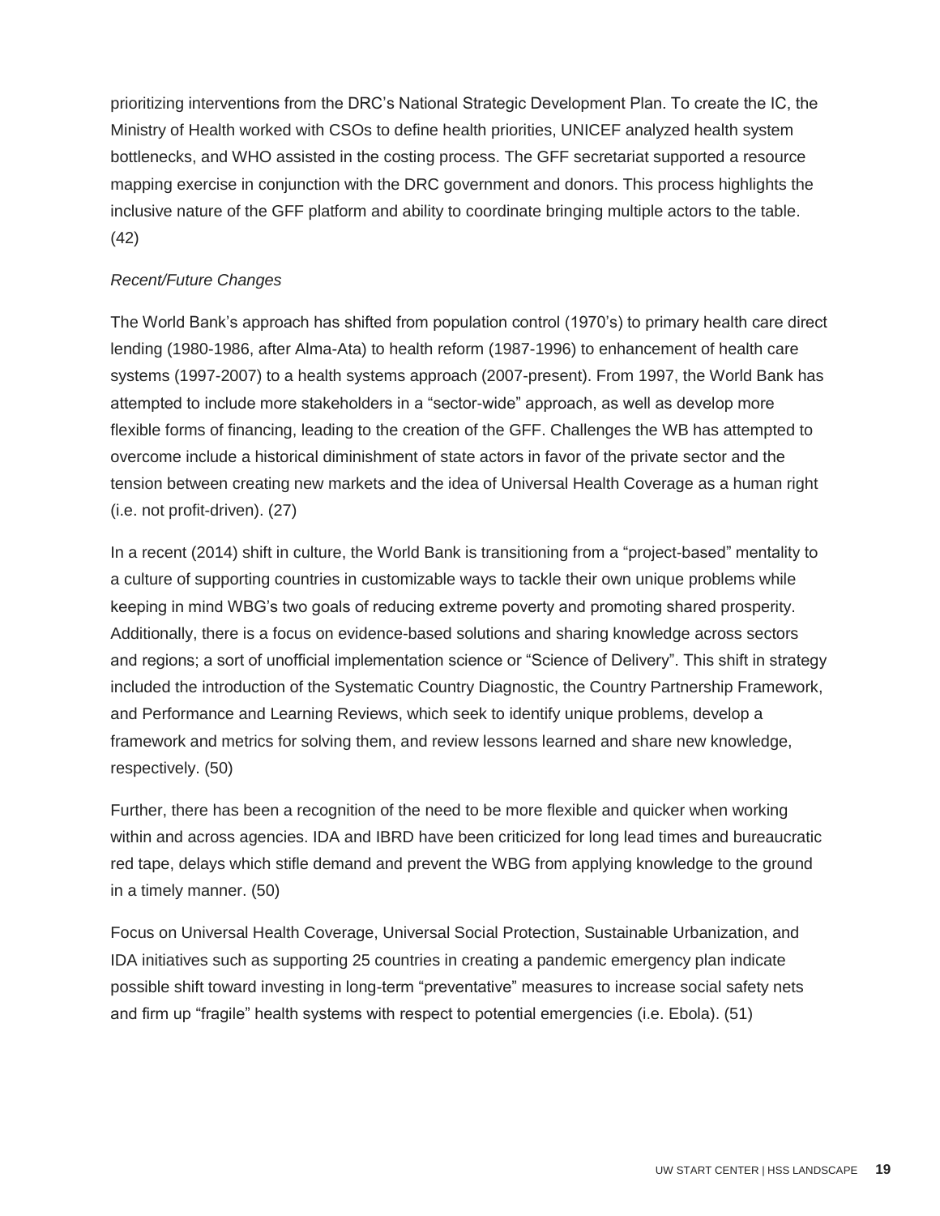prioritizing interventions from the DRC's National Strategic Development Plan. To create the IC, the Ministry of Health worked with CSOs to define health priorities, UNICEF analyzed health system bottlenecks, and WHO assisted in the costing process. The GFF secretariat supported a resource mapping exercise in conjunction with the DRC government and donors. This process highlights the inclusive nature of the GFF platform and ability to coordinate bringing multiple actors to the table. (42)

*Recent/Future Changes*

The World Bank's approach has shifted from population control (1970's) to primary health care direct lending (1980-1986, after Alma-Ata) to health reform (1987-1996) to enhancement of health care systems (1997-2007) to a health systems approach (2007-present). From 1997, the World Bank has attempted to include more stakeholders in a "sector-wide" approach, as well as develop more flexible forms of financing, leading to the creation of the GFF. Challenges the WB has attempted to overcome include a historical diminishment of state actors in favor of the private sector and the tension between creating new markets and the idea of Universal Health Coverage as a human right (i.e. not profit-driven). (27)

In a recent (2014) shift in culture, the World Bank is transitioning from a "project-based" mentality to a culture of supporting countries in customizable ways to tackle their own unique problems while keeping in mind WBG's two goals of reducing extreme poverty and promoting shared prosperity. Additionally, there is a focus on evidence-based solutions and sharing knowledge across sectors and regions; a sort of unofficial implementation science or "Science of Delivery". This shift in strategy included the introduction of the Systematic Country Diagnostic, the Country Partnership Framework, and Performance and Learning Reviews, which seek to identify unique problems, develop a framework and metrics for solving them, and review lessons learned and share new knowledge, respectively. (50)

Further, there has been a recognition of the need to be more flexible and quicker when working within and across agencies. IDA and IBRD have been criticized for long lead times and bureaucratic red tape, delays which stifle demand and prevent the WBG from applying knowledge to the ground in a timely manner. (50)

Focus on Universal Health Coverage, Universal Social Protection, Sustainable Urbanization, and IDA initiatives such as supporting 25 countries in creating a pandemic emergency plan indicate possible shift toward investing in long-term "preventative" measures to increase social safety nets and firm up "fragile" health systems with respect to potential emergencies (i.e. Ebola). (51)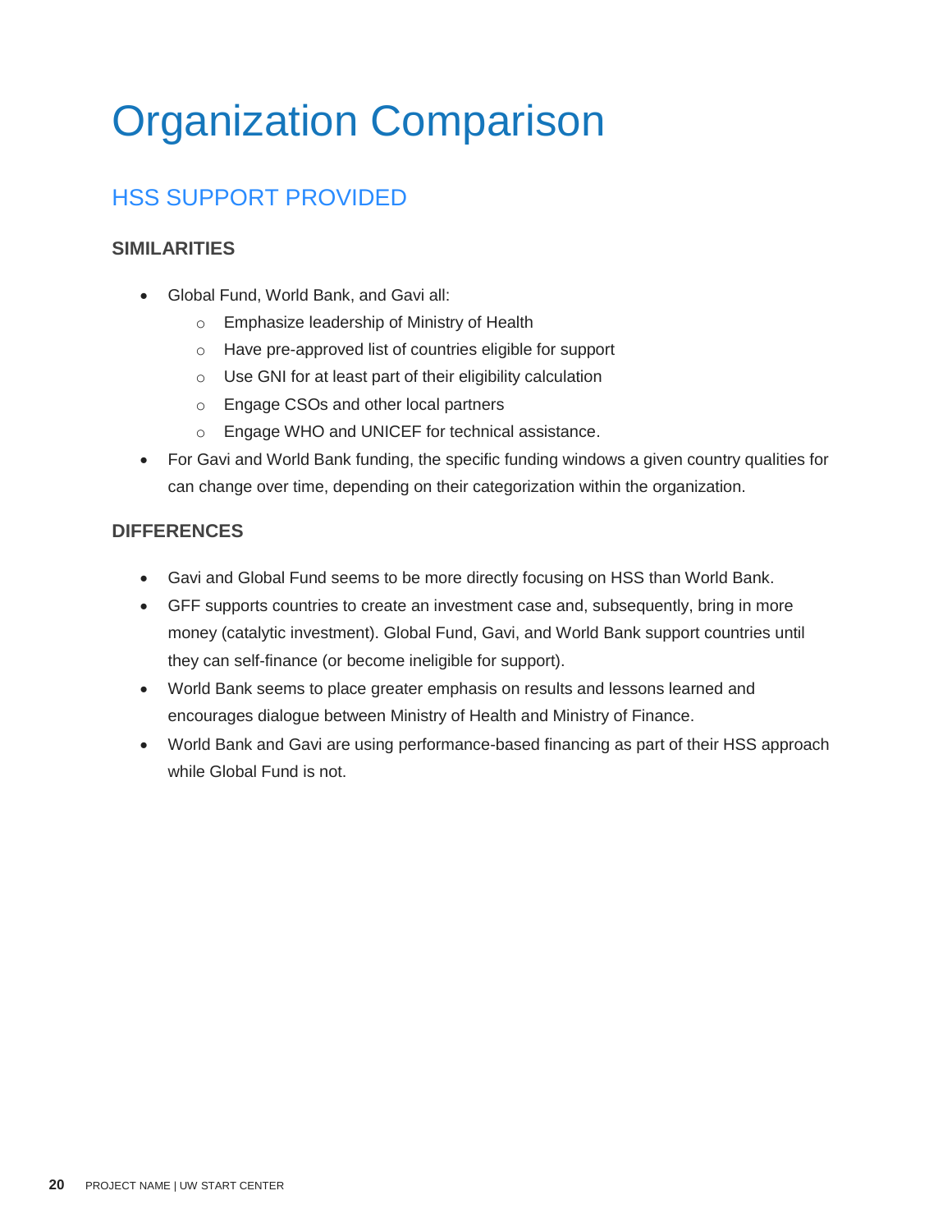# Organization Comparison

## HSS SUPPORT PROVIDED

### SIMILARITIES

- Global Fund, World Bank, and Gavi all:
  - Emphasize leadership of Ministry of Health
  - Have pre-approved list of countries eligible for support
  - Use GNI for at least part of their eligibility calculation
  - Engage CSOs and other local partners
  - Engage WHO and UNICEF for technical assistance.
- For Gavi and World Bank funding, the specific funding windows a given country qualities for can change over time, depending on their categorization within the organization.

### DIFFERENCES

- Gavi and Global Fund seems to be more directly focusing on HSS than World Bank.
- GFF supports countries to create an investment case and, subsequently, bring in more money (catalytic investment). Global Fund, Gavi, and World Bank support countries until they can self-finance (or become ineligible for support).
- World Bank seems to place greater emphasis on results and lessons learned and encourages dialogue between Ministry of Health and Ministry of Finance.
- World Bank and Gavi are using performance-based financing as part of their HSS approach while Global Fund is not.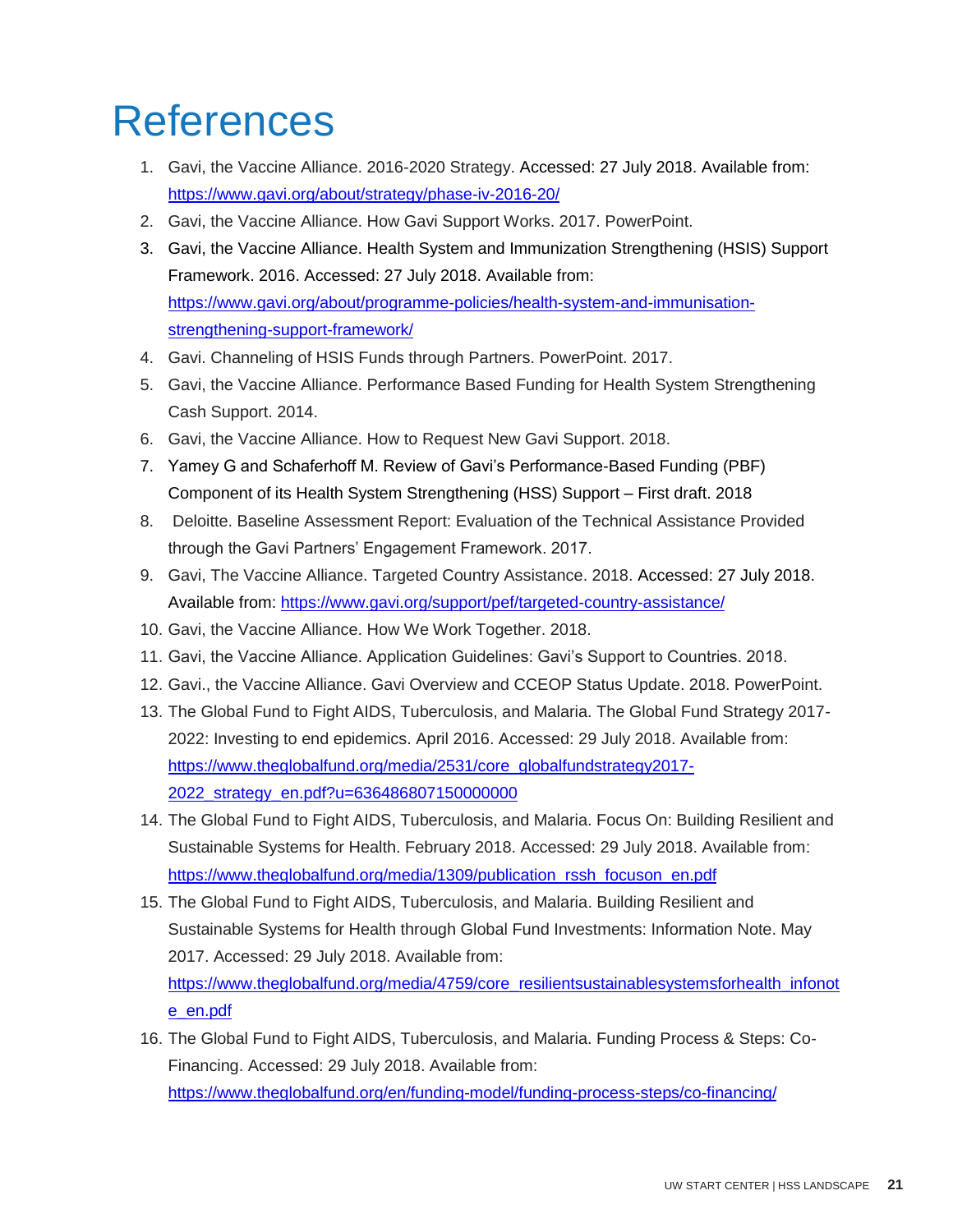# References

1. Gavi, the Vaccine Alliance. 2016-2020 Strategy. Accessed: 27 July 2018. Available from: https://www.gavi.org/about/strategy/phase-iv-2016-20/
2. Gavi, the Vaccine Alliance. How Gavi Support Works. 2017. PowerPoint.
3. Gavi, the Vaccine Alliance. Health System and Immunization Strengthening (HSIS) Support Framework. 2016. Accessed: 27 July 2018. Available from: https://www.gavi.org/about/programme-policies/health-system-and-immunisation-strengthening-support-framework/
4. Gavi. Channeling of HSIS Funds through Partners. PowerPoint. 2017.
5. Gavi, the Vaccine Alliance. Performance Based Funding for Health System Strengthening Cash Support. 2014.
6. Gavi, the Vaccine Alliance. How to Request New Gavi Support. 2018.
7. Yamey G and Schaferhoff M. Review of Gavi's Performance-Based Funding (PBF) Component of its Health System Strengthening (HSS) Support – First draft. 2018
8. Deloitte. Baseline Assessment Report: Evaluation of the Technical Assistance Provided through the Gavi Partners' Engagement Framework. 2017.
9. Gavi, The Vaccine Alliance. Targeted Country Assistance. 2018. Accessed: 27 July 2018. Available from: https://www.gavi.org/support/pef/targeted-country-assistance/
10. Gavi, the Vaccine Alliance. How We Work Together. 2018.
11. Gavi, the Vaccine Alliance. Application Guidelines: Gavi's Support to Countries. 2018.
12. Gavi., the Vaccine Alliance. Gavi Overview and CCEOP Status Update. 2018. PowerPoint.
13. The Global Fund to Fight AIDS, Tuberculosis, and Malaria. The Global Fund Strategy 2017-2022: Investing to end epidemics. April 2016. Accessed: 29 July 2018. Available from: https://www.theglobalfund.org/media/2531/core_globalfundstrategy2017-2022_strategy_en.pdf?u=636486807150000000
14. The Global Fund to Fight AIDS, Tuberculosis, and Malaria. Focus On: Building Resilient and Sustainable Systems for Health. February 2018. Accessed: 29 July 2018. Available from: https://www.theglobalfund.org/media/1309/publication_rssh_focuson_en.pdf
15. The Global Fund to Fight AIDS, Tuberculosis, and Malaria. Building Resilient and Sustainable Systems for Health through Global Fund Investments: Information Note. May 2017. Accessed: 29 July 2018. Available from: https://www.theglobalfund.org/media/4759/core_resilientsustainablesystemsforhealth_infonote_en.pdf
16. The Global Fund to Fight AIDS, Tuberculosis, and Malaria. Funding Process & Steps: Co-Financing. Accessed: 29 July 2018. Available from: https://www.theglobalfund.org/en/funding-model/funding-process-steps/co-financing/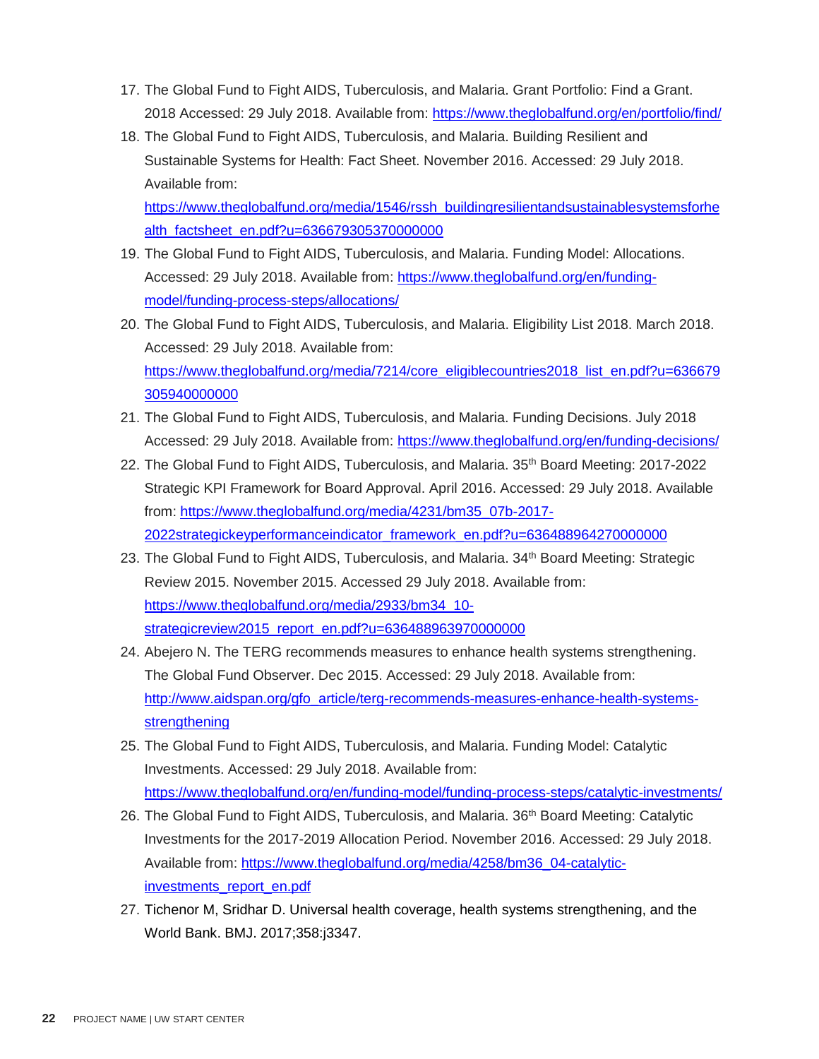17. The Global Fund to Fight AIDS, Tuberculosis, and Malaria. Grant Portfolio: Find a Grant. 2018 Accessed: 29 July 2018. Available from: https://www.theglobalfund.org/en/portfolio/find/
18. The Global Fund to Fight AIDS, Tuberculosis, and Malaria. Building Resilient and Sustainable Systems for Health: Fact Sheet. November 2016. Accessed: 29 July 2018. Available from: https://www.theglobalfund.org/media/1546/rssh_buildingresilientandsustainablesystemsforhealth_factsheet_en.pdf?u=636679305370000000
19. The Global Fund to Fight AIDS, Tuberculosis, and Malaria. Funding Model: Allocations. Accessed: 29 July 2018. Available from: https://www.theglobalfund.org/en/funding-model/funding-process-steps/allocations/
20. The Global Fund to Fight AIDS, Tuberculosis, and Malaria. Eligibility List 2018. March 2018. Accessed: 29 July 2018. Available from: https://www.theglobalfund.org/media/7214/core_eligiblecountries2018_list_en.pdf?u=636679305940000000
21. The Global Fund to Fight AIDS, Tuberculosis, and Malaria. Funding Decisions. July 2018 Accessed: 29 July 2018. Available from: https://www.theglobalfund.org/en/funding-decisions/
22. The Global Fund to Fight AIDS, Tuberculosis, and Malaria. 35th Board Meeting: 2017-2022 Strategic KPI Framework for Board Approval. April 2016. Accessed: 29 July 2018. Available from: https://www.theglobalfund.org/media/4231/bm35_07b-2017-2022strategickeyperformanceindicator_framework_en.pdf?u=636488964270000000
23. The Global Fund to Fight AIDS, Tuberculosis, and Malaria. 34th Board Meeting: Strategic Review 2015. November 2015. Accessed 29 July 2018. Available from: https://www.theglobalfund.org/media/2933/bm34_10-strategicreview2015_report_en.pdf?u=636488963970000000
24. Abejero N. The TERG recommends measures to enhance health systems strengthening. The Global Fund Observer. Dec 2015. Accessed: 29 July 2018. Available from: http://www.aidspan.org/gfo_article/terg-recommends-measures-enhance-health-systems-strengthening
25. The Global Fund to Fight AIDS, Tuberculosis, and Malaria. Funding Model: Catalytic Investments. Accessed: 29 July 2018. Available from: https://www.theglobalfund.org/en/funding-model/funding-process-steps/catalytic-investments/
26. The Global Fund to Fight AIDS, Tuberculosis, and Malaria. 36th Board Meeting: Catalytic Investments for the 2017-2019 Allocation Period. November 2016. Accessed: 29 July 2018. Available from: https://www.theglobalfund.org/media/4258/bm36_04-catalytic-investments_report_en.pdf
27. Tichenor M, Sridhar D. Universal health coverage, health systems strengthening, and the World Bank. BMJ. 2017;358:j3347.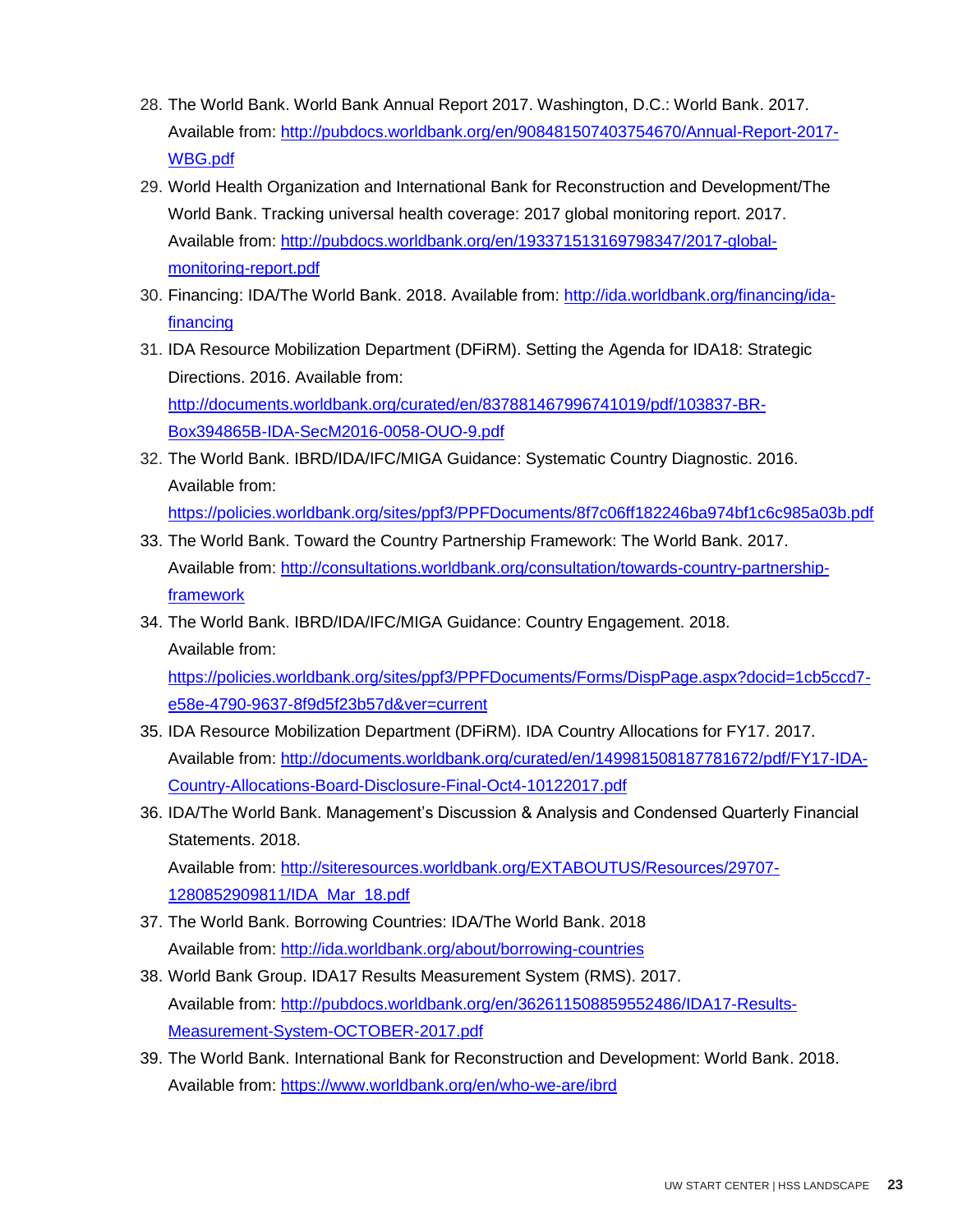28. The World Bank. World Bank Annual Report 2017. Washington, D.C.: World Bank. 2017. Available from: http://pubdocs.worldbank.org/en/908481507403754670/Annual-Report-2017-WBG.pdf
29. World Health Organization and International Bank for Reconstruction and Development/The World Bank. Tracking universal health coverage: 2017 global monitoring report. 2017. Available from: http://pubdocs.worldbank.org/en/193371513169798347/2017-global-monitoring-report.pdf
30. Financing: IDA/The World Bank. 2018. Available from: http://ida.worldbank.org/financing/ida-financing
31. IDA Resource Mobilization Department (DFiRM). Setting the Agenda for IDA18: Strategic Directions. 2016. Available from: http://documents.worldbank.org/curated/en/837881467996741019/pdf/103837-BR-Box394865B-IDA-SecM2016-0058-OUO-9.pdf
32. The World Bank. IBRD/IDA/IFC/MIGA Guidance: Systematic Country Diagnostic. 2016. Available from: https://policies.worldbank.org/sites/ppf3/PPFDocuments/8f7c06ff182246ba974bf1c6c985a03b.pdf
33. The World Bank. Toward the Country Partnership Framework: The World Bank. 2017. Available from: http://consultations.worldbank.org/consultation/towards-country-partnership-framework
34. The World Bank. IBRD/IDA/IFC/MIGA Guidance: Country Engagement. 2018. Available from: https://policies.worldbank.org/sites/ppf3/PPFDocuments/Forms/DispPage.aspx?docid=1cb5ccd7-e58e-4790-9637-8f9d5f23b57d&ver=current
35. IDA Resource Mobilization Department (DFiRM). IDA Country Allocations for FY17. 2017. Available from: http://documents.worldbank.org/curated/en/149981508187781672/pdf/FY17-IDA-Country-Allocations-Board-Disclosure-Final-Oct4-10122017.pdf
36. IDA/The World Bank. Management's Discussion & Analysis and Condensed Quarterly Financial Statements. 2018. Available from: http://siteresources.worldbank.org/EXTABOUTUS/Resources/29707-1280852909811/IDA_Mar_18.pdf
37. The World Bank. Borrowing Countries: IDA/The World Bank. 2018 Available from: http://ida.worldbank.org/about/borrowing-countries
38. World Bank Group. IDA17 Results Measurement System (RMS). 2017. Available from: http://pubdocs.worldbank.org/en/362611508859552486/IDA17-Results-Measurement-System-OCTOBER-2017.pdf
39. The World Bank. International Bank for Reconstruction and Development: World Bank. 2018. Available from: https://www.worldbank.org/en/who-we-are/ibrd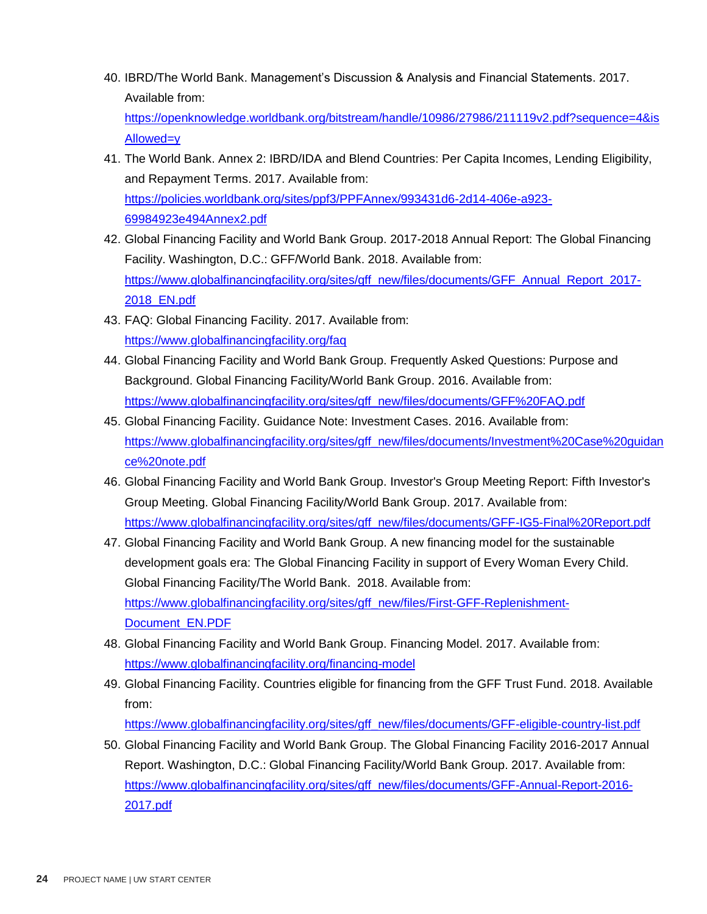40. IBRD/The World Bank. Management's Discussion & Analysis and Financial Statements. 2017. Available from: https://openknowledge.worldbank.org/bitstream/handle/10986/27986/211119v2.pdf?sequence=4&isAllowed=y
41. The World Bank. Annex 2: IBRD/IDA and Blend Countries: Per Capita Incomes, Lending Eligibility, and Repayment Terms. 2017. Available from: https://policies.worldbank.org/sites/ppf3/PPFAnnex/993431d6-2d14-406e-a923-69984923e494Annex2.pdf
42. Global Financing Facility and World Bank Group. 2017-2018 Annual Report: The Global Financing Facility. Washington, D.C.: GFF/World Bank. 2018. Available from: https://www.globalfinancingfacility.org/sites/gff_new/files/documents/GFF_Annual_Report_2017-2018_EN.pdf
43. FAQ: Global Financing Facility. 2017. Available from: https://www.globalfinancingfacility.org/faq
44. Global Financing Facility and World Bank Group. Frequently Asked Questions: Purpose and Background. Global Financing Facility/World Bank Group. 2016. Available from: https://www.globalfinancingfacility.org/sites/gff_new/files/documents/GFF%20FAQ.pdf
45. Global Financing Facility. Guidance Note: Investment Cases. 2016. Available from: https://www.globalfinancingfacility.org/sites/gff_new/files/documents/Investment%20Case%20guidance%20note.pdf
46. Global Financing Facility and World Bank Group. Investor's Group Meeting Report: Fifth Investor's Group Meeting. Global Financing Facility/World Bank Group. 2017. Available from: https://www.globalfinancingfacility.org/sites/gff_new/files/documents/GFF-IG5-Final%20Report.pdf
47. Global Financing Facility and World Bank Group. A new financing model for the sustainable development goals era: The Global Financing Facility in support of Every Woman Every Child. Global Financing Facility/The World Bank. 2018. Available from: https://www.globalfinancingfacility.org/sites/gff_new/files/First-GFF-Replenishment-Document_EN.PDF
48. Global Financing Facility and World Bank Group. Financing Model. 2017. Available from: https://www.globalfinancingfacility.org/financing-model
49. Global Financing Facility. Countries eligible for financing from the GFF Trust Fund. 2018. Available from: https://www.globalfinancingfacility.org/sites/gff_new/files/documents/GFF-eligible-country-list.pdf
50. Global Financing Facility and World Bank Group. The Global Financing Facility 2016-2017 Annual Report. Washington, D.C.: Global Financing Facility/World Bank Group. 2017. Available from: https://www.globalfinancingfacility.org/sites/gff_new/files/documents/GFF-Annual-Report-2016-2017.pdf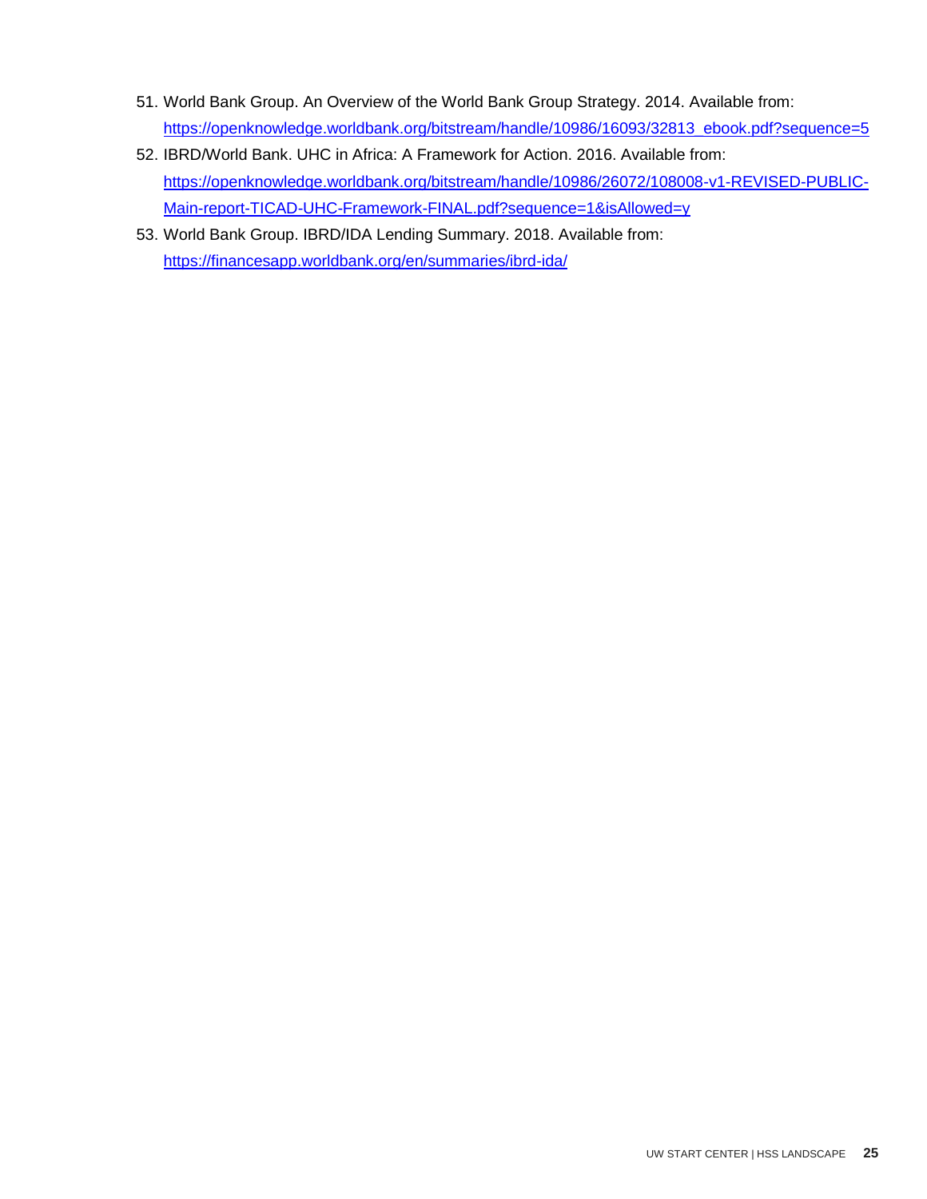51. World Bank Group. An Overview of the World Bank Group Strategy. 2014. Available from: https://openknowledge.worldbank.org/bitstream/handle/10986/16093/32813_ebook.pdf?sequence=5
52. IBRD/World Bank. UHC in Africa: A Framework for Action. 2016. Available from: https://openknowledge.worldbank.org/bitstream/handle/10986/26072/108008-v1-REVISED-PUBLIC-Main-report-TICAD-UHC-Framework-FINAL.pdf?sequence=1&isAllowed=y
53. World Bank Group. IBRD/IDA Lending Summary. 2018. Available from: https://financesapp.worldbank.org/en/summaries/ibrd-ida/